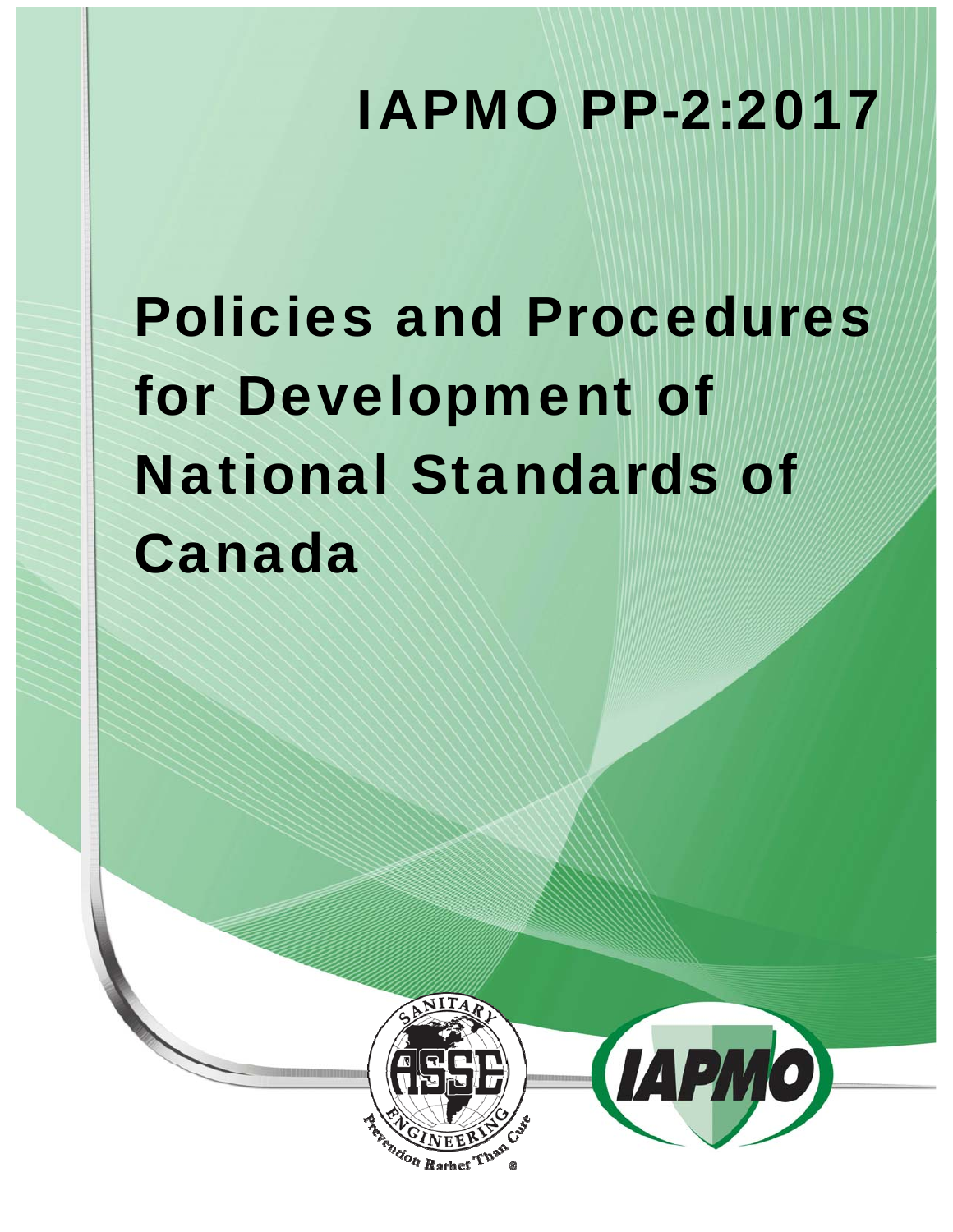# IAPMO PP-2:2017

# Policies and Procedures for Development of National Standards of Canada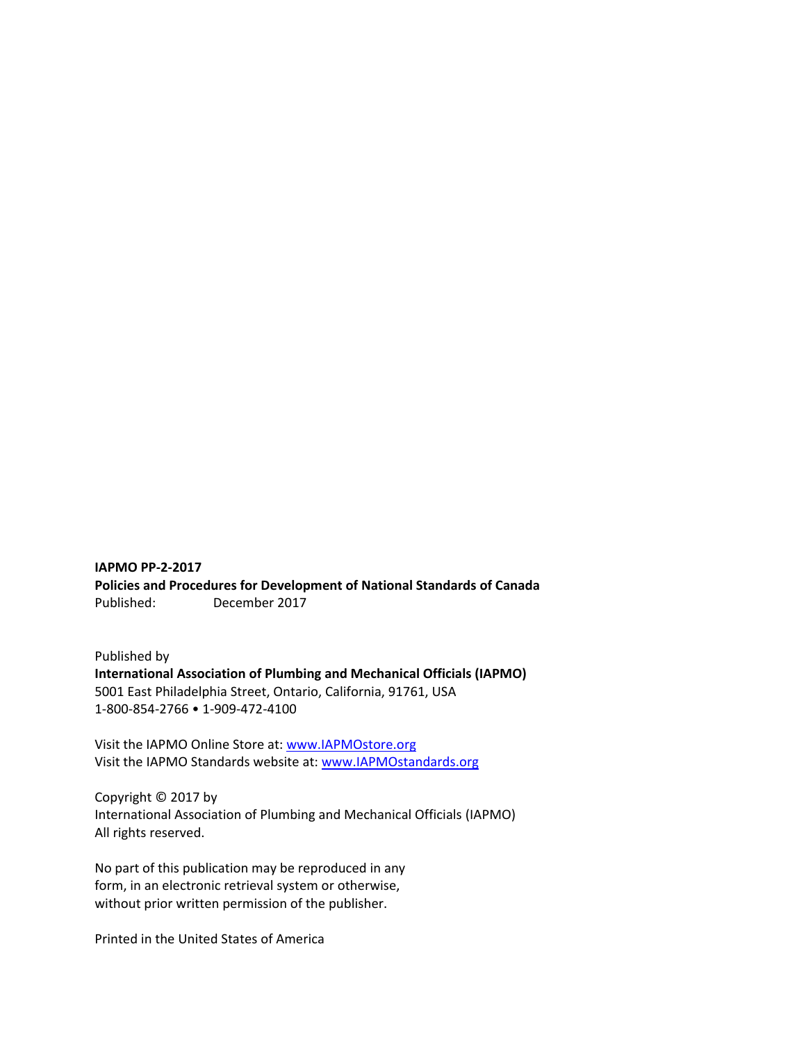**IAPMO PP-2-2017**
**Policies and Procedures for Development of National Standards of Canada**
Published: December 2017

Published by
**International Association of Plumbing and Mechanical Officials (IAPMO)**
5001 East Philadelphia Street, Ontario, California, 91761, USA
1-800-854-2766 • 1-909-472-4100

Visit the IAPMO Online Store at: www.IAPMOstore.org
Visit the IAPMO Standards website at: www.IAPMOstandards.org

Copyright © 2017 by
International Association of Plumbing and Mechanical Officials (IAPMO)
All rights reserved.

No part of this publication may be reproduced in any
form, in an electronic retrieval system or otherwise,
without prior written permission of the publisher.

Printed in the United States of America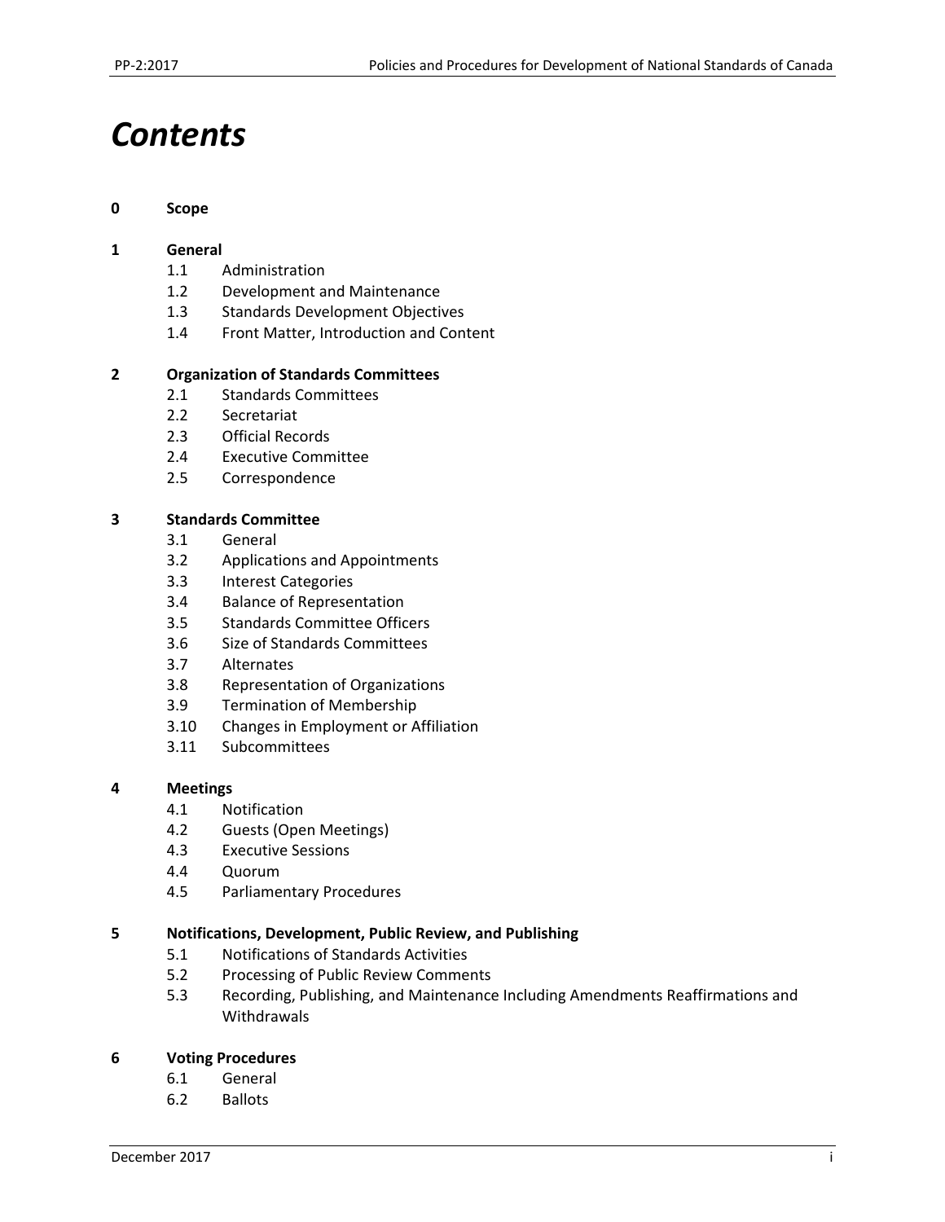# *Contents*

**0 Scope**

**1 General**
- 1.1 Administration
- 1.2 Development and Maintenance
- 1.3 Standards Development Objectives
- 1.4 Front Matter, Introduction and Content

**2 Organization of Standards Committees**
- 2.1 Standards Committees
- 2.2 Secretariat
- 2.3 Official Records
- 2.4 Executive Committee
- 2.5 Correspondence

**3 Standards Committee**
- 3.1 General
- 3.2 Applications and Appointments
- 3.3 Interest Categories
- 3.4 Balance of Representation
- 3.5 Standards Committee Officers
- 3.6 Size of Standards Committees
- 3.7 Alternates
- 3.8 Representation of Organizations
- 3.9 Termination of Membership
- 3.10 Changes in Employment or Affiliation
- 3.11 Subcommittees

**4 Meetings**
- 4.1 Notification
- 4.2 Guests (Open Meetings)
- 4.3 Executive Sessions
- 4.4 Quorum
- 4.5 Parliamentary Procedures

**5 Notifications, Development, Public Review, and Publishing**
- 5.1 Notifications of Standards Activities
- 5.2 Processing of Public Review Comments
- 5.3 Recording, Publishing, and Maintenance Including Amendments Reaffirmations and Withdrawals

**6 Voting Procedures**
- 6.1 General
- 6.2 Ballots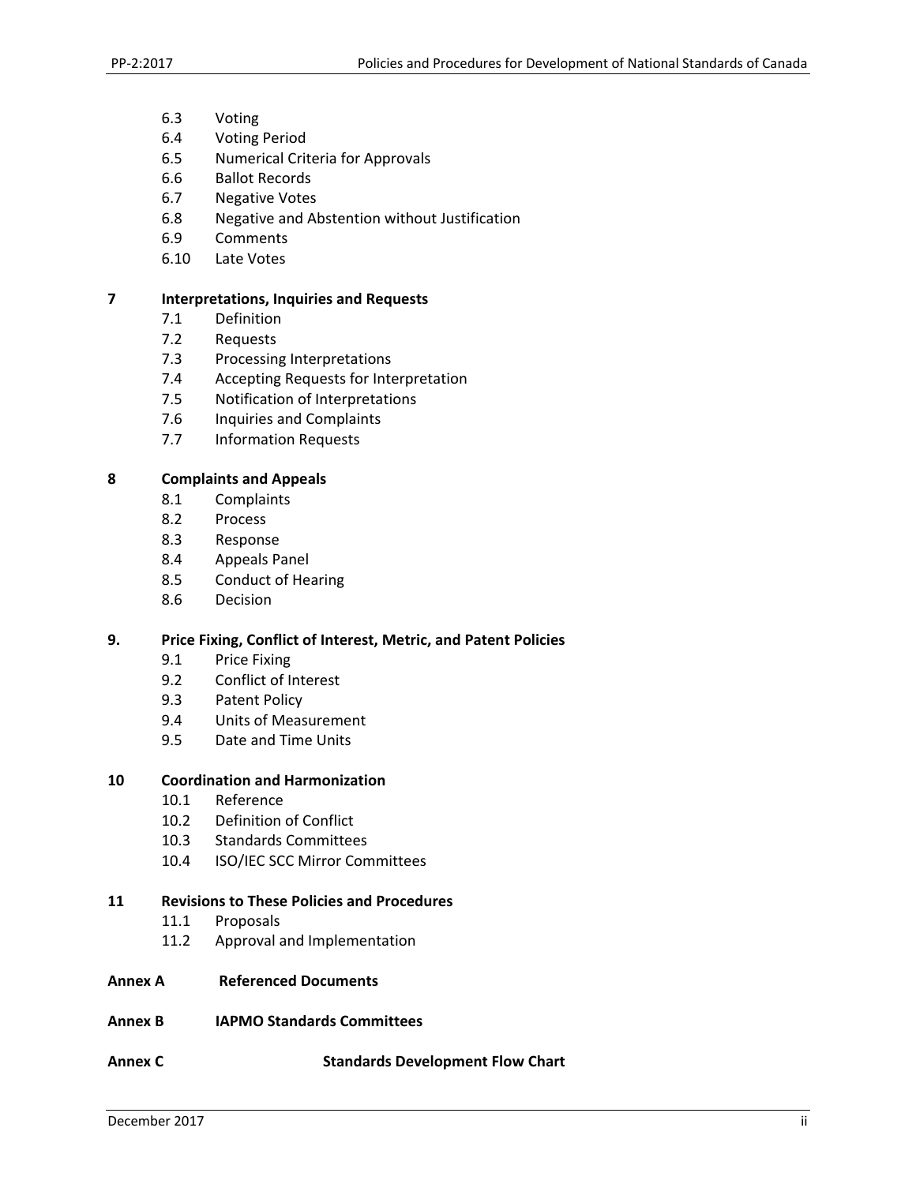6.3 Voting
6.4 Voting Period
6.5 Numerical Criteria for Approvals
6.6 Ballot Records
6.7 Negative Votes
6.8 Negative and Abstention without Justification
6.9 Comments
6.10 Late Votes

**7 Interpretations, Inquiries and Requests**

7.1 Definition
7.2 Requests
7.3 Processing Interpretations
7.4 Accepting Requests for Interpretation
7.5 Notification of Interpretations
7.6 Inquiries and Complaints
7.7 Information Requests

**8 Complaints and Appeals**

8.1 Complaints
8.2 Process
8.3 Response
8.4 Appeals Panel
8.5 Conduct of Hearing
8.6 Decision

**9. Price Fixing, Conflict of Interest, Metric, and Patent Policies**

9.1 Price Fixing
9.2 Conflict of Interest
9.3 Patent Policy
9.4 Units of Measurement
9.5 Date and Time Units

**10 Coordination and Harmonization**

10.1 Reference
10.2 Definition of Conflict
10.3 Standards Committees
10.4 ISO/IEC SCC Mirror Committees

**11 Revisions to These Policies and Procedures**

11.1 Proposals
11.2 Approval and Implementation

**Annex A Referenced Documents**

**Annex B IAPMO Standards Committees**

**Annex C Standards Development Flow Chart**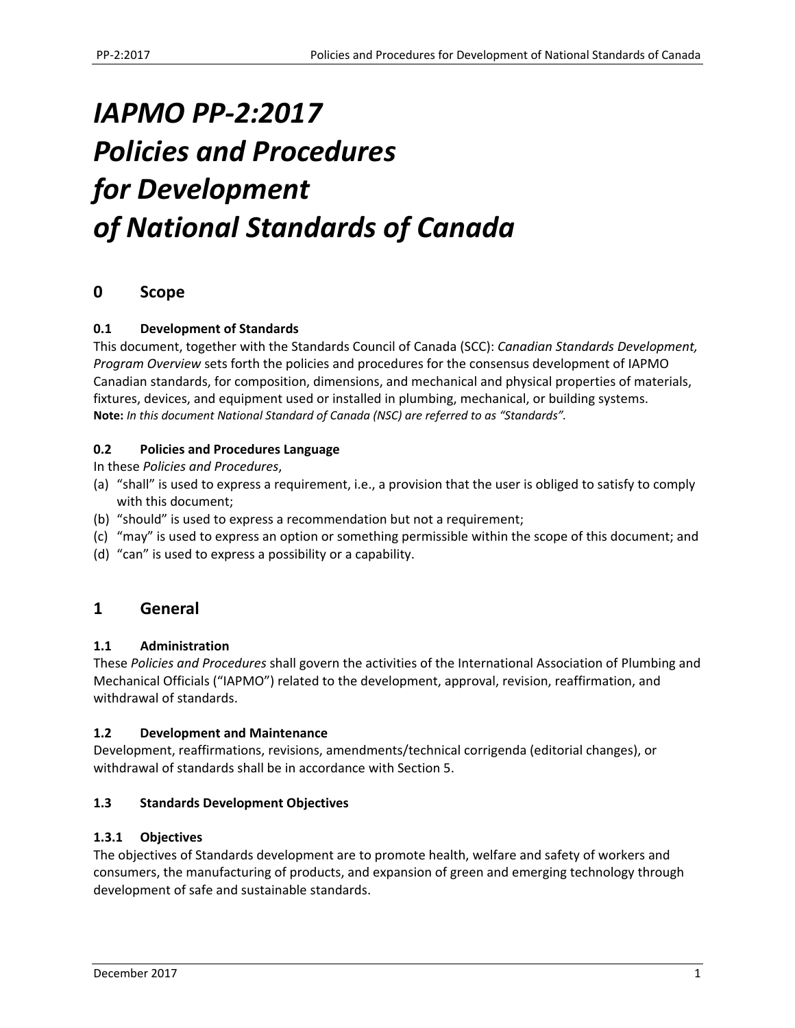# *IAPMO PP-2:2017 Policies and Procedures for Development of National Standards of Canada*

## 0 Scope

### 0.1 Development of Standards

This document, together with the Standards Council of Canada (SCC): *Canadian Standards Development, Program Overview* sets forth the policies and procedures for the consensus development of IAPMO Canadian standards, for composition, dimensions, and mechanical and physical properties of materials, fixtures, devices, and equipment used or installed in plumbing, mechanical, or building systems.

**Note:** *In this document National Standard of Canada (NSC) are referred to as "Standards".*

### 0.2 Policies and Procedures Language

In these *Policies and Procedures*,

(a) "shall" is used to express a requirement, i.e., a provision that the user is obliged to satisfy to comply with this document;
(b) "should" is used to express a recommendation but not a requirement;
(c) "may" is used to express an option or something permissible within the scope of this document; and
(d) "can" is used to express a possibility or a capability.

## 1 General

### 1.1 Administration

These *Policies and Procedures* shall govern the activities of the International Association of Plumbing and Mechanical Officials ("IAPMO") related to the development, approval, revision, reaffirmation, and withdrawal of standards.

### 1.2 Development and Maintenance

Development, reaffirmations, revisions, amendments/technical corrigenda (editorial changes), or withdrawal of standards shall be in accordance with Section 5.

### 1.3 Standards Development Objectives

#### 1.3.1 Objectives

The objectives of Standards development are to promote health, welfare and safety of workers and consumers, the manufacturing of products, and expansion of green and emerging technology through development of safe and sustainable standards.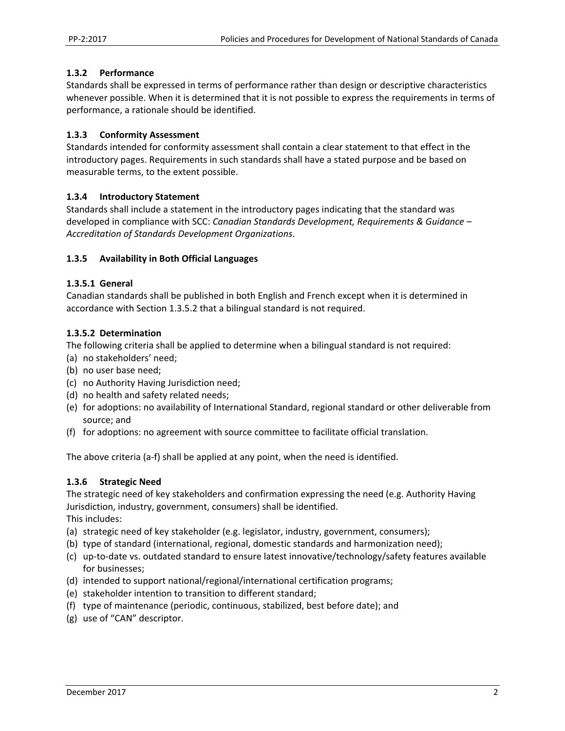### 1.3.2 Performance

Standards shall be expressed in terms of performance rather than design or descriptive characteristics whenever possible. When it is determined that it is not possible to express the requirements in terms of performance, a rationale should be identified.

### 1.3.3 Conformity Assessment

Standards intended for conformity assessment shall contain a clear statement to that effect in the introductory pages. Requirements in such standards shall have a stated purpose and be based on measurable terms, to the extent possible.

### 1.3.4 Introductory Statement

Standards shall include a statement in the introductory pages indicating that the standard was developed in compliance with SCC: *Canadian Standards Development, Requirements & Guidance – Accreditation of Standards Development Organizations*.

### 1.3.5 Availability in Both Official Languages

#### 1.3.5.1 General

Canadian standards shall be published in both English and French except when it is determined in accordance with Section 1.3.5.2 that a bilingual standard is not required.

#### 1.3.5.2 Determination

The following criteria shall be applied to determine when a bilingual standard is not required:

(a) no stakeholders' need;
(b) no user base need;
(c) no Authority Having Jurisdiction need;
(d) no health and safety related needs;
(e) for adoptions: no availability of International Standard, regional standard or other deliverable from source; and
(f) for adoptions: no agreement with source committee to facilitate official translation.

The above criteria (a-f) shall be applied at any point, when the need is identified.

### 1.3.6 Strategic Need

The strategic need of key stakeholders and confirmation expressing the need (e.g. Authority Having Jurisdiction, industry, government, consumers) shall be identified.
This includes:

(a) strategic need of key stakeholder (e.g. legislator, industry, government, consumers);
(b) type of standard (international, regional, domestic standards and harmonization need);
(c) up-to-date vs. outdated standard to ensure latest innovative/technology/safety features available for businesses;
(d) intended to support national/regional/international certification programs;
(e) stakeholder intention to transition to different standard;
(f) type of maintenance (periodic, continuous, stabilized, best before date); and
(g) use of "CAN" descriptor.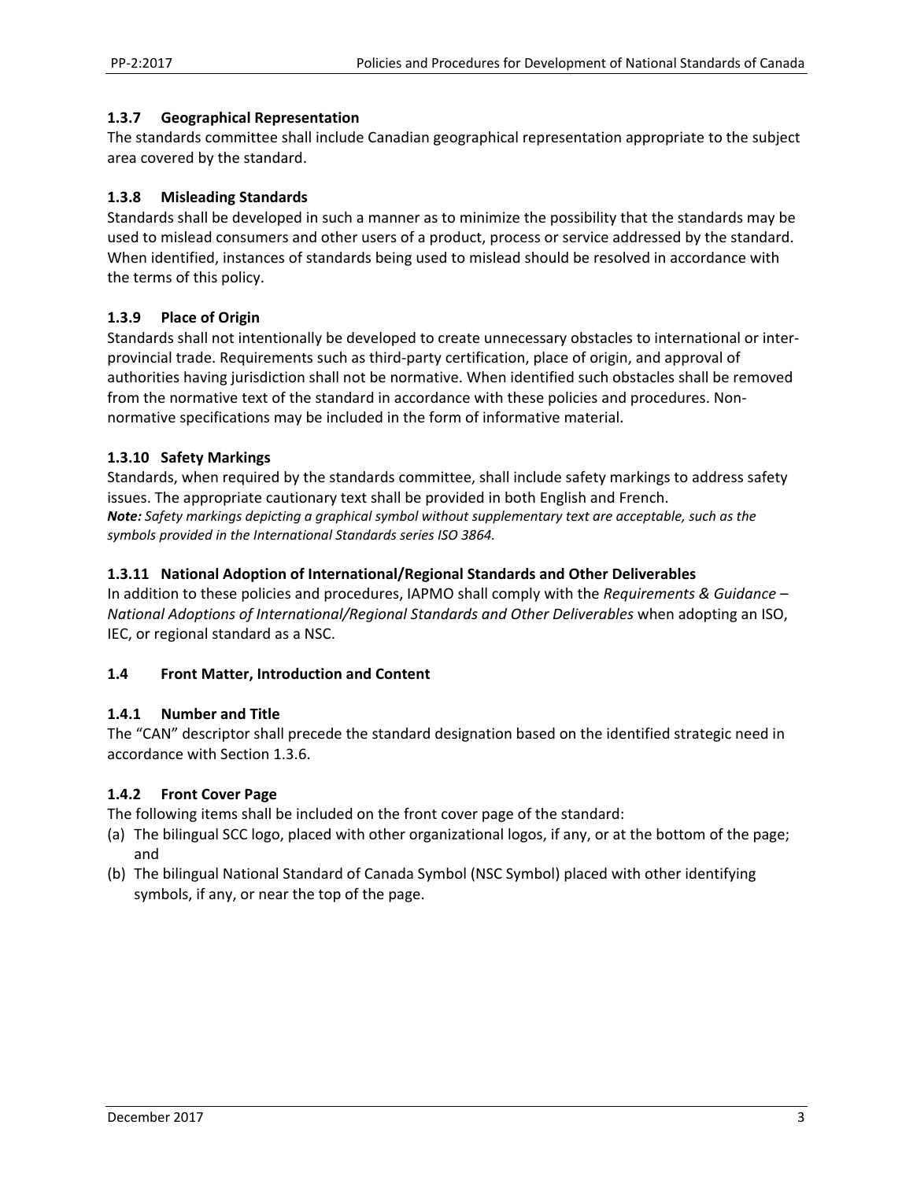### 1.3.7 Geographical Representation

The standards committee shall include Canadian geographical representation appropriate to the subject area covered by the standard.

### 1.3.8 Misleading Standards

Standards shall be developed in such a manner as to minimize the possibility that the standards may be used to mislead consumers and other users of a product, process or service addressed by the standard. When identified, instances of standards being used to mislead should be resolved in accordance with the terms of this policy.

### 1.3.9 Place of Origin

Standards shall not intentionally be developed to create unnecessary obstacles to international or inter-provincial trade. Requirements such as third-party certification, place of origin, and approval of authorities having jurisdiction shall not be normative. When identified such obstacles shall be removed from the normative text of the standard in accordance with these policies and procedures. Non-normative specifications may be included in the form of informative material.

### 1.3.10 Safety Markings

Standards, when required by the standards committee, shall include safety markings to address safety issues. The appropriate cautionary text shall be provided in both English and French.

***Note:*** *Safety markings depicting a graphical symbol without supplementary text are acceptable, such as the symbols provided in the International Standards series ISO 3864.*

### 1.3.11 National Adoption of International/Regional Standards and Other Deliverables

In addition to these policies and procedures, IAPMO shall comply with the *Requirements & Guidance – National Adoptions of International/Regional Standards and Other Deliverables* when adopting an ISO, IEC, or regional standard as a NSC.

## 1.4 Front Matter, Introduction and Content

### 1.4.1 Number and Title

The "CAN" descriptor shall precede the standard designation based on the identified strategic need in accordance with Section 1.3.6.

### 1.4.2 Front Cover Page

The following items shall be included on the front cover page of the standard:

(a) The bilingual SCC logo, placed with other organizational logos, if any, or at the bottom of the page; and

(b) The bilingual National Standard of Canada Symbol (NSC Symbol) placed with other identifying symbols, if any, or near the top of the page.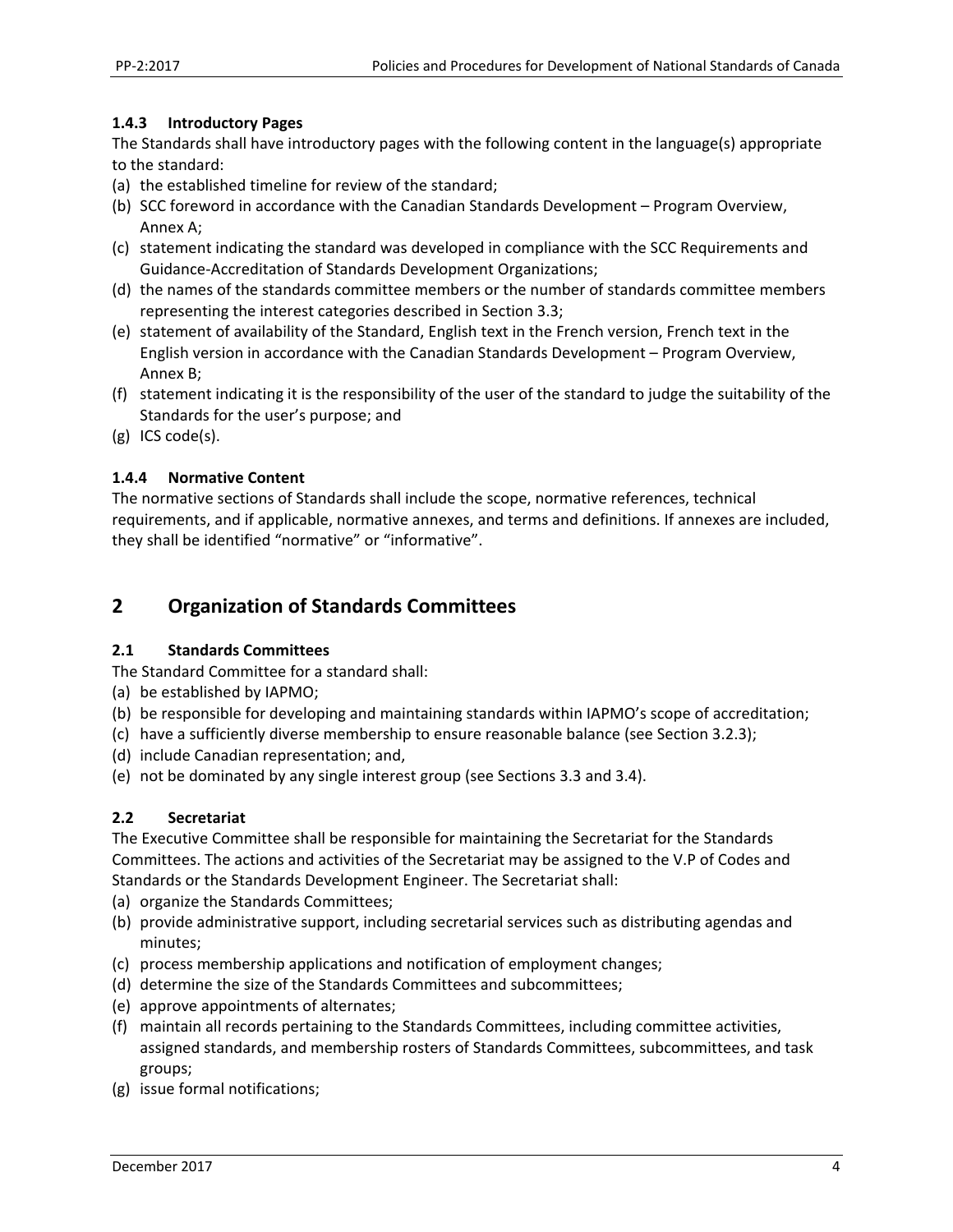### 1.4.3 Introductory Pages

The Standards shall have introductory pages with the following content in the language(s) appropriate to the standard:

(a) the established timeline for review of the standard;
(b) SCC foreword in accordance with the Canadian Standards Development – Program Overview, Annex A;
(c) statement indicating the standard was developed in compliance with the SCC Requirements and Guidance-Accreditation of Standards Development Organizations;
(d) the names of the standards committee members or the number of standards committee members representing the interest categories described in Section 3.3;
(e) statement of availability of the Standard, English text in the French version, French text in the English version in accordance with the Canadian Standards Development – Program Overview, Annex B;
(f) statement indicating it is the responsibility of the user of the standard to judge the suitability of the Standards for the user's purpose; and
(g) ICS code(s).

### 1.4.4 Normative Content

The normative sections of Standards shall include the scope, normative references, technical requirements, and if applicable, normative annexes, and terms and definitions. If annexes are included, they shall be identified "normative" or "informative".

## 2 Organization of Standards Committees

### 2.1 Standards Committees

The Standard Committee for a standard shall:

(a) be established by IAPMO;
(b) be responsible for developing and maintaining standards within IAPMO's scope of accreditation;
(c) have a sufficiently diverse membership to ensure reasonable balance (see Section 3.2.3);
(d) include Canadian representation; and,
(e) not be dominated by any single interest group (see Sections 3.3 and 3.4).

### 2.2 Secretariat

The Executive Committee shall be responsible for maintaining the Secretariat for the Standards Committees. The actions and activities of the Secretariat may be assigned to the V.P of Codes and Standards or the Standards Development Engineer. The Secretariat shall:

(a) organize the Standards Committees;
(b) provide administrative support, including secretarial services such as distributing agendas and minutes;
(c) process membership applications and notification of employment changes;
(d) determine the size of the Standards Committees and subcommittees;
(e) approve appointments of alternates;
(f) maintain all records pertaining to the Standards Committees, including committee activities, assigned standards, and membership rosters of Standards Committees, subcommittees, and task groups;
(g) issue formal notifications;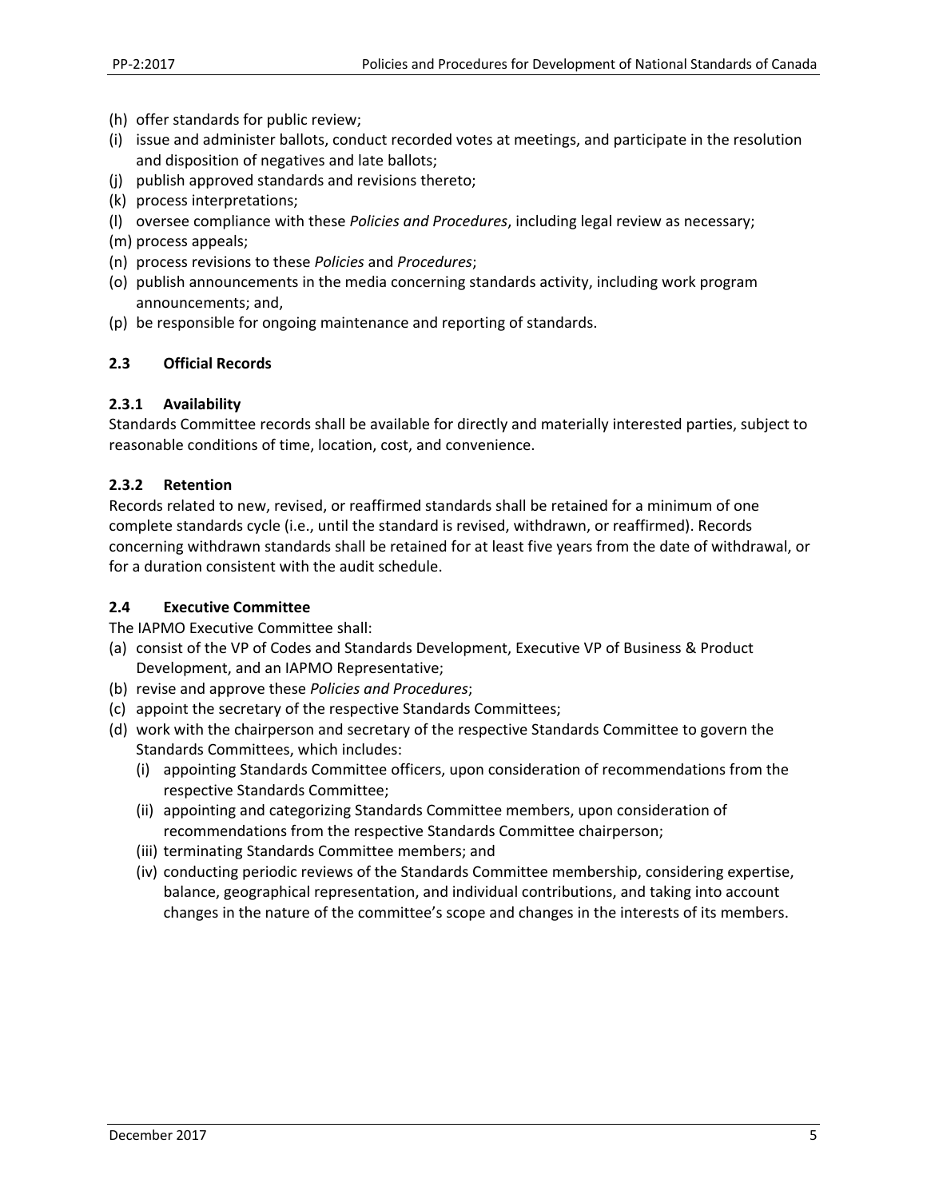(h) offer standards for public review;
(i) issue and administer ballots, conduct recorded votes at meetings, and participate in the resolution and disposition of negatives and late ballots;
(j) publish approved standards and revisions thereto;
(k) process interpretations;
(l) oversee compliance with these *Policies and Procedures*, including legal review as necessary;
(m) process appeals;
(n) process revisions to these *Policies* and *Procedures*;
(o) publish announcements in the media concerning standards activity, including work program announcements; and,
(p) be responsible for ongoing maintenance and reporting of standards.

### 2.3 Official Records

#### 2.3.1 Availability

Standards Committee records shall be available for directly and materially interested parties, subject to reasonable conditions of time, location, cost, and convenience.

#### 2.3.2 Retention

Records related to new, revised, or reaffirmed standards shall be retained for a minimum of one complete standards cycle (i.e., until the standard is revised, withdrawn, or reaffirmed). Records concerning withdrawn standards shall be retained for at least five years from the date of withdrawal, or for a duration consistent with the audit schedule.

### 2.4 Executive Committee

The IAPMO Executive Committee shall:

(a) consist of the VP of Codes and Standards Development, Executive VP of Business & Product Development, and an IAPMO Representative;
(b) revise and approve these *Policies and Procedures*;
(c) appoint the secretary of the respective Standards Committees;
(d) work with the chairperson and secretary of the respective Standards Committee to govern the Standards Committees, which includes:
    (i) appointing Standards Committee officers, upon consideration of recommendations from the respective Standards Committee;
    (ii) appointing and categorizing Standards Committee members, upon consideration of recommendations from the respective Standards Committee chairperson;
    (iii) terminating Standards Committee members; and
    (iv) conducting periodic reviews of the Standards Committee membership, considering expertise, balance, geographical representation, and individual contributions, and taking into account changes in the nature of the committee's scope and changes in the interests of its members.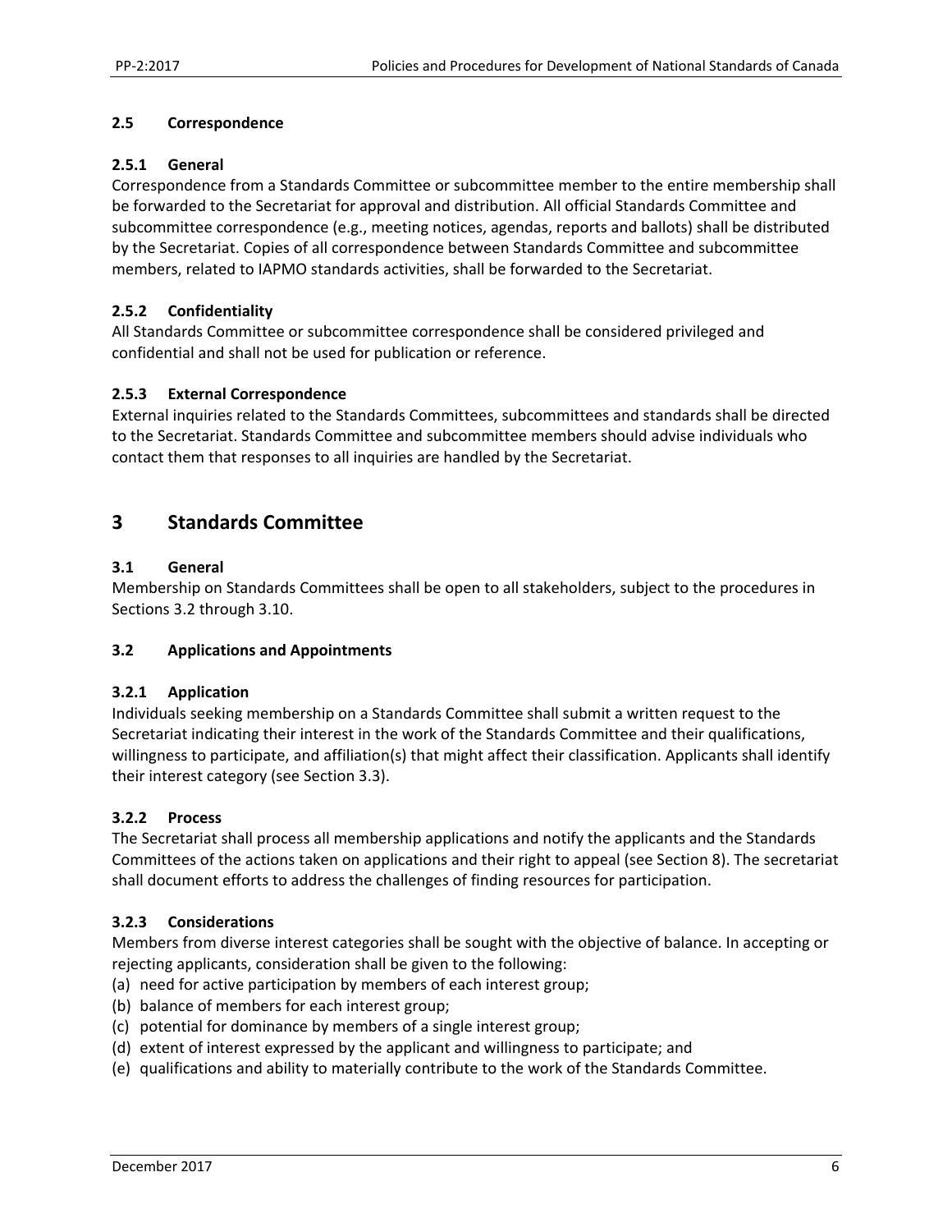### 2.5 Correspondence

#### 2.5.1 General

Correspondence from a Standards Committee or subcommittee member to the entire membership shall be forwarded to the Secretariat for approval and distribution. All official Standards Committee and subcommittee correspondence (e.g., meeting notices, agendas, reports and ballots) shall be distributed by the Secretariat. Copies of all correspondence between Standards Committee and subcommittee members, related to IAPMO standards activities, shall be forwarded to the Secretariat.

#### 2.5.2 Confidentiality

All Standards Committee or subcommittee correspondence shall be considered privileged and confidential and shall not be used for publication or reference.

#### 2.5.3 External Correspondence

External inquiries related to the Standards Committees, subcommittees and standards shall be directed to the Secretariat. Standards Committee and subcommittee members should advise individuals who contact them that responses to all inquiries are handled by the Secretariat.

## 3 Standards Committee

### 3.1 General

Membership on Standards Committees shall be open to all stakeholders, subject to the procedures in Sections 3.2 through 3.10.

### 3.2 Applications and Appointments

#### 3.2.1 Application

Individuals seeking membership on a Standards Committee shall submit a written request to the Secretariat indicating their interest in the work of the Standards Committee and their qualifications, willingness to participate, and affiliation(s) that might affect their classification. Applicants shall identify their interest category (see Section 3.3).

#### 3.2.2 Process

The Secretariat shall process all membership applications and notify the applicants and the Standards Committees of the actions taken on applications and their right to appeal (see Section 8). The secretariat shall document efforts to address the challenges of finding resources for participation.

#### 3.2.3 Considerations

Members from diverse interest categories shall be sought with the objective of balance. In accepting or rejecting applicants, consideration shall be given to the following:

(a) need for active participation by members of each interest group;
(b) balance of members for each interest group;
(c) potential for dominance by members of a single interest group;
(d) extent of interest expressed by the applicant and willingness to participate; and
(e) qualifications and ability to materially contribute to the work of the Standards Committee.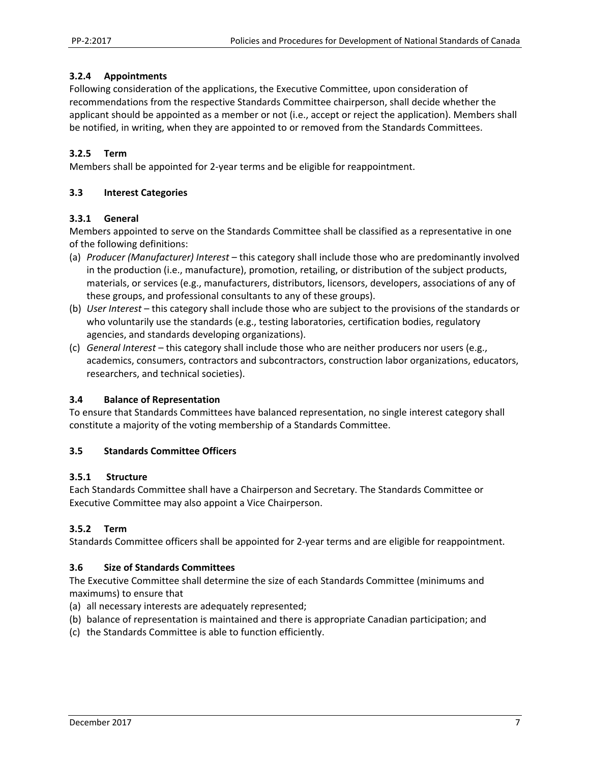### 3.2.4 Appointments

Following consideration of the applications, the Executive Committee, upon consideration of recommendations from the respective Standards Committee chairperson, shall decide whether the applicant should be appointed as a member or not (i.e., accept or reject the application). Members shall be notified, in writing, when they are appointed to or removed from the Standards Committees.

### 3.2.5 Term

Members shall be appointed for 2-year terms and be eligible for reappointment.

## 3.3 Interest Categories

### 3.3.1 General

Members appointed to serve on the Standards Committee shall be classified as a representative in one of the following definitions:

(a) *Producer (Manufacturer) Interest* – this category shall include those who are predominantly involved in the production (i.e., manufacture), promotion, retailing, or distribution of the subject products, materials, or services (e.g., manufacturers, distributors, licensors, developers, associations of any of these groups, and professional consultants to any of these groups).

(b) *User Interest* – this category shall include those who are subject to the provisions of the standards or who voluntarily use the standards (e.g., testing laboratories, certification bodies, regulatory agencies, and standards developing organizations).

(c) *General Interest* – this category shall include those who are neither producers nor users (e.g., academics, consumers, contractors and subcontractors, construction labor organizations, educators, researchers, and technical societies).

## 3.4 Balance of Representation

To ensure that Standards Committees have balanced representation, no single interest category shall constitute a majority of the voting membership of a Standards Committee.

## 3.5 Standards Committee Officers

### 3.5.1 Structure

Each Standards Committee shall have a Chairperson and Secretary. The Standards Committee or Executive Committee may also appoint a Vice Chairperson.

### 3.5.2 Term

Standards Committee officers shall be appointed for 2-year terms and are eligible for reappointment.

## 3.6 Size of Standards Committees

The Executive Committee shall determine the size of each Standards Committee (minimums and maximums) to ensure that

(a) all necessary interests are adequately represented;

(b) balance of representation is maintained and there is appropriate Canadian participation; and

(c) the Standards Committee is able to function efficiently.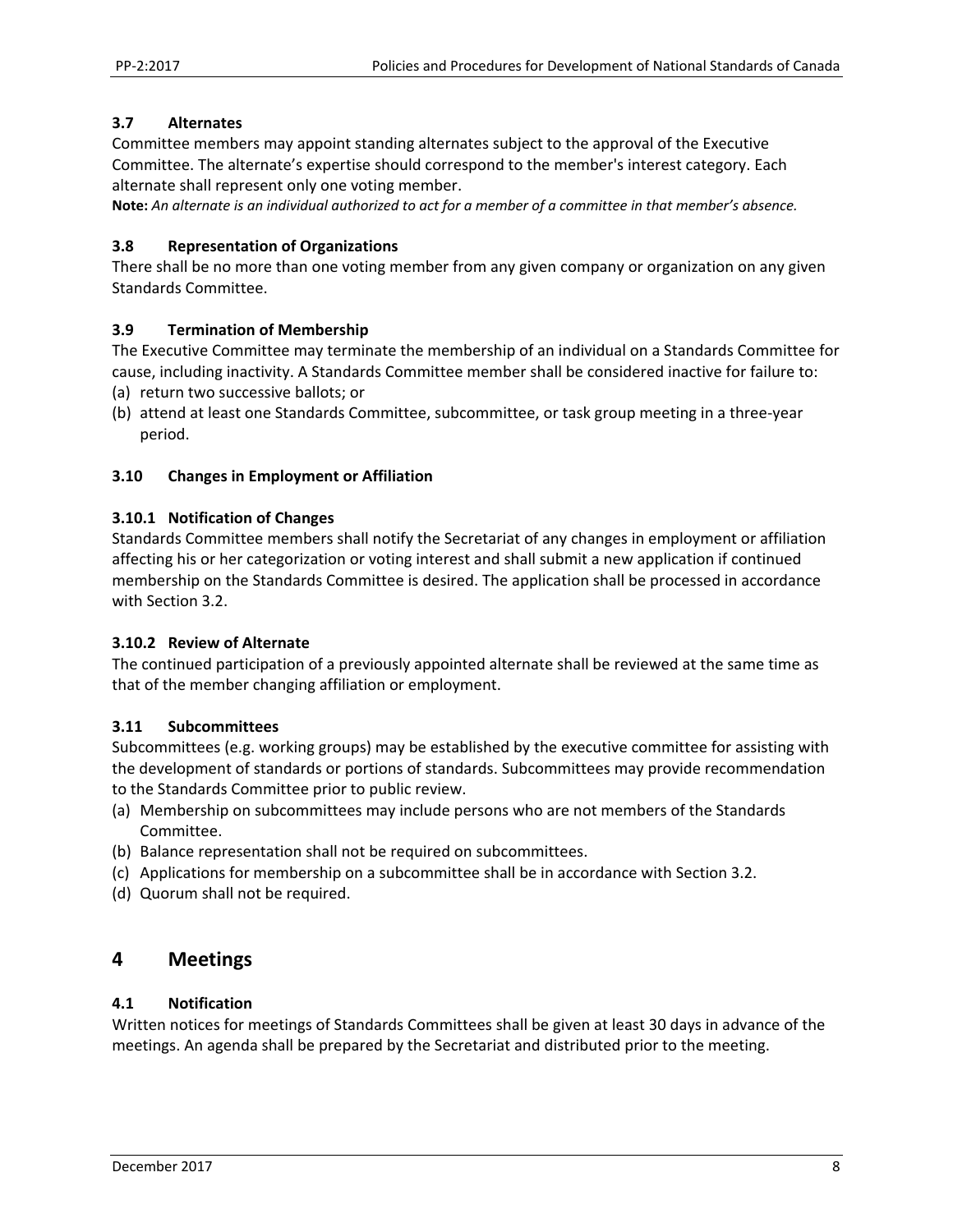### 3.7 Alternates

Committee members may appoint standing alternates subject to the approval of the Executive Committee. The alternate's expertise should correspond to the member's interest category. Each alternate shall represent only one voting member.

**Note:** *An alternate is an individual authorized to act for a member of a committee in that member's absence.*

### 3.8 Representation of Organizations

There shall be no more than one voting member from any given company or organization on any given Standards Committee.

### 3.9 Termination of Membership

The Executive Committee may terminate the membership of an individual on a Standards Committee for cause, including inactivity. A Standards Committee member shall be considered inactive for failure to:

(a) return two successive ballots; or

(b) attend at least one Standards Committee, subcommittee, or task group meeting in a three-year period.

### 3.10 Changes in Employment or Affiliation

#### 3.10.1 Notification of Changes

Standards Committee members shall notify the Secretariat of any changes in employment or affiliation affecting his or her categorization or voting interest and shall submit a new application if continued membership on the Standards Committee is desired. The application shall be processed in accordance with Section 3.2.

#### 3.10.2 Review of Alternate

The continued participation of a previously appointed alternate shall be reviewed at the same time as that of the member changing affiliation or employment.

### 3.11 Subcommittees

Subcommittees (e.g. working groups) may be established by the executive committee for assisting with the development of standards or portions of standards. Subcommittees may provide recommendation to the Standards Committee prior to public review.

(a) Membership on subcommittees may include persons who are not members of the Standards Committee.

(b) Balance representation shall not be required on subcommittees.

(c) Applications for membership on a subcommittee shall be in accordance with Section 3.2.

(d) Quorum shall not be required.

## 4 Meetings

### 4.1 Notification

Written notices for meetings of Standards Committees shall be given at least 30 days in advance of the meetings. An agenda shall be prepared by the Secretariat and distributed prior to the meeting.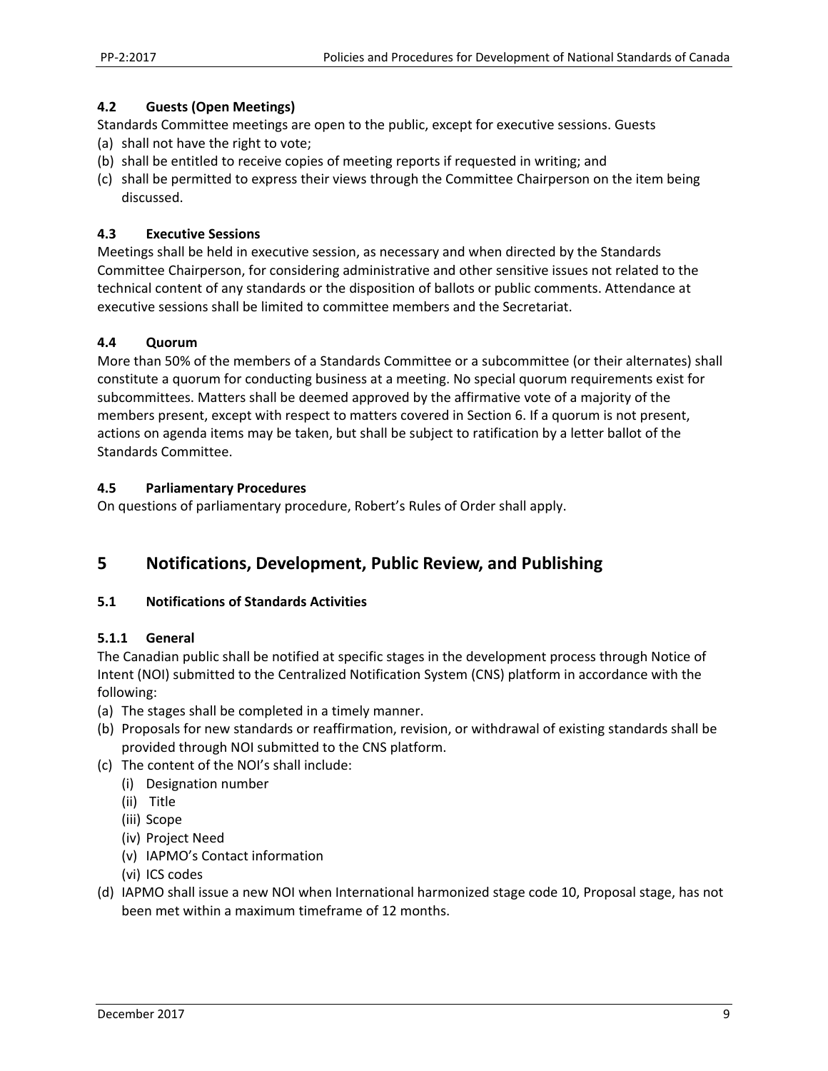### 4.2 Guests (Open Meetings)

Standards Committee meetings are open to the public, except for executive sessions. Guests

(a) shall not have the right to vote;
(b) shall be entitled to receive copies of meeting reports if requested in writing; and
(c) shall be permitted to express their views through the Committee Chairperson on the item being discussed.

### 4.3 Executive Sessions

Meetings shall be held in executive session, as necessary and when directed by the Standards Committee Chairperson, for considering administrative and other sensitive issues not related to the technical content of any standards or the disposition of ballots or public comments. Attendance at executive sessions shall be limited to committee members and the Secretariat.

### 4.4 Quorum

More than 50% of the members of a Standards Committee or a subcommittee (or their alternates) shall constitute a quorum for conducting business at a meeting. No special quorum requirements exist for subcommittees. Matters shall be deemed approved by the affirmative vote of a majority of the members present, except with respect to matters covered in Section 6. If a quorum is not present, actions on agenda items may be taken, but shall be subject to ratification by a letter ballot of the Standards Committee.

### 4.5 Parliamentary Procedures

On questions of parliamentary procedure, Robert's Rules of Order shall apply.

## 5 Notifications, Development, Public Review, and Publishing

### 5.1 Notifications of Standards Activities

#### 5.1.1 General

The Canadian public shall be notified at specific stages in the development process through Notice of Intent (NOI) submitted to the Centralized Notification System (CNS) platform in accordance with the following:

(a) The stages shall be completed in a timely manner.
(b) Proposals for new standards or reaffirmation, revision, or withdrawal of existing standards shall be provided through NOI submitted to the CNS platform.
(c) The content of the NOI's shall include:
    (i) Designation number
    (ii) Title
    (iii) Scope
    (iv) Project Need
    (v) IAPMO's Contact information
    (vi) ICS codes
(d) IAPMO shall issue a new NOI when International harmonized stage code 10, Proposal stage, has not been met within a maximum timeframe of 12 months.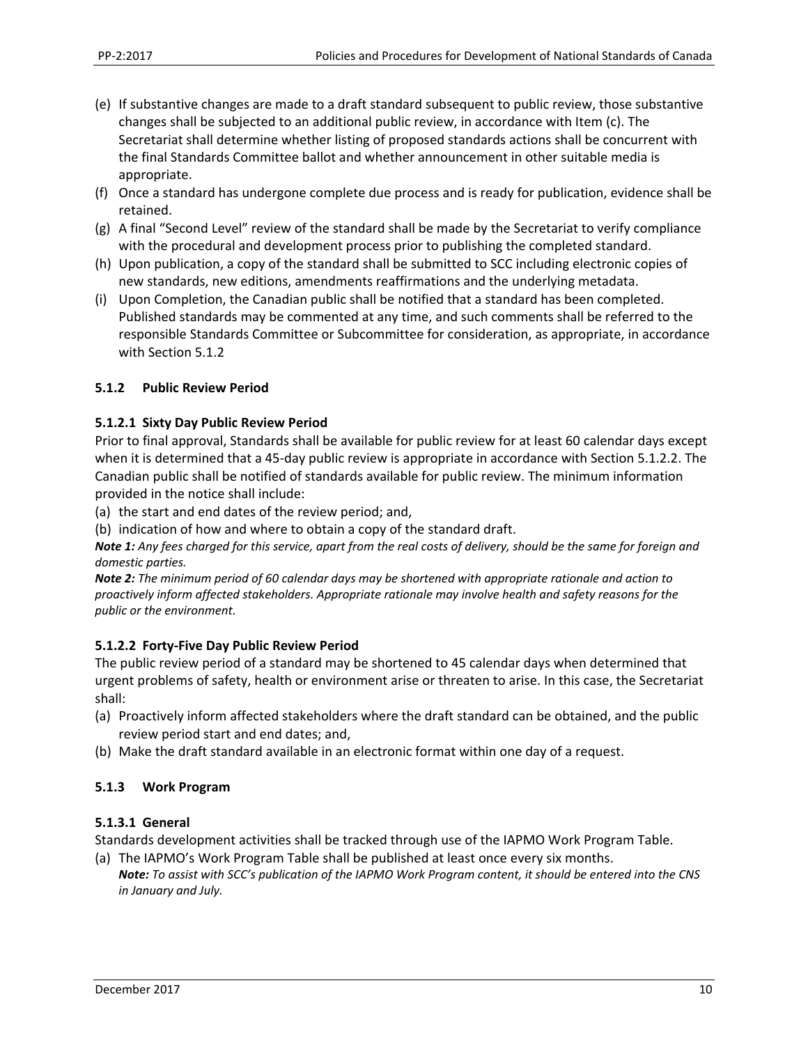(e) If substantive changes are made to a draft standard subsequent to public review, those substantive changes shall be subjected to an additional public review, in accordance with Item (c). The Secretariat shall determine whether listing of proposed standards actions shall be concurrent with the final Standards Committee ballot and whether announcement in other suitable media is appropriate.
(f) Once a standard has undergone complete due process and is ready for publication, evidence shall be retained.
(g) A final "Second Level" review of the standard shall be made by the Secretariat to verify compliance with the procedural and development process prior to publishing the completed standard.
(h) Upon publication, a copy of the standard shall be submitted to SCC including electronic copies of new standards, new editions, amendments reaffirmations and the underlying metadata.
(i) Upon Completion, the Canadian public shall be notified that a standard has been completed. Published standards may be commented at any time, and such comments shall be referred to the responsible Standards Committee or Subcommittee for consideration, as appropriate, in accordance with Section 5.1.2

### 5.1.2 Public Review Period

#### 5.1.2.1 Sixty Day Public Review Period

Prior to final approval, Standards shall be available for public review for at least 60 calendar days except when it is determined that a 45-day public review is appropriate in accordance with Section 5.1.2.2. The Canadian public shall be notified of standards available for public review. The minimum information provided in the notice shall include:

(a) the start and end dates of the review period; and,
(b) indication of how and where to obtain a copy of the standard draft.

***Note 1:*** *Any fees charged for this service, apart from the real costs of delivery, should be the same for foreign and domestic parties.*

***Note 2:*** *The minimum period of 60 calendar days may be shortened with appropriate rationale and action to proactively inform affected stakeholders. Appropriate rationale may involve health and safety reasons for the public or the environment.*

#### 5.1.2.2 Forty-Five Day Public Review Period

The public review period of a standard may be shortened to 45 calendar days when determined that urgent problems of safety, health or environment arise or threaten to arise. In this case, the Secretariat shall:

(a) Proactively inform affected stakeholders where the draft standard can be obtained, and the public review period start and end dates; and,
(b) Make the draft standard available in an electronic format within one day of a request.

### 5.1.3 Work Program

#### 5.1.3.1 General

Standards development activities shall be tracked through use of the IAPMO Work Program Table.

(a) The IAPMO's Work Program Table shall be published at least once every six months.
    ***Note:*** *To assist with SCC's publication of the IAPMO Work Program content, it should be entered into the CNS in January and July.*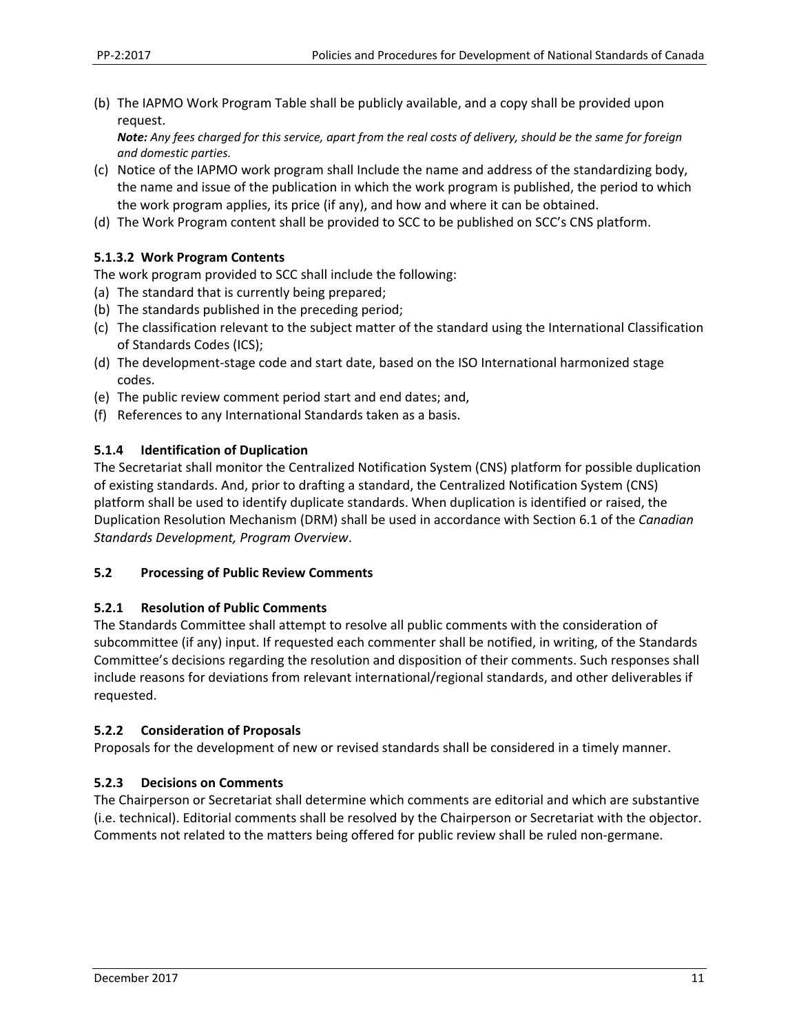(b) The IAPMO Work Program Table shall be publicly available, and a copy shall be provided upon request.
*__Note:__ Any fees charged for this service, apart from the real costs of delivery, should be the same for foreign and domestic parties.*

(c) Notice of the IAPMO work program shall Include the name and address of the standardizing body, the name and issue of the publication in which the work program is published, the period to which the work program applies, its price (if any), and how and where it can be obtained.

(d) The Work Program content shall be provided to SCC to be published on SCC's CNS platform.

#### 5.1.3.2 Work Program Contents

The work program provided to SCC shall include the following:

(a) The standard that is currently being prepared;
(b) The standards published in the preceding period;
(c) The classification relevant to the subject matter of the standard using the International Classification of Standards Codes (ICS);
(d) The development-stage code and start date, based on the ISO International harmonized stage codes.
(e) The public review comment period start and end dates; and,
(f) References to any International Standards taken as a basis.

### 5.1.4 Identification of Duplication

The Secretariat shall monitor the Centralized Notification System (CNS) platform for possible duplication of existing standards. And, prior to drafting a standard, the Centralized Notification System (CNS) platform shall be used to identify duplicate standards. When duplication is identified or raised, the Duplication Resolution Mechanism (DRM) shall be used in accordance with Section 6.1 of the *Canadian Standards Development, Program Overview*.

## 5.2 Processing of Public Review Comments

### 5.2.1 Resolution of Public Comments

The Standards Committee shall attempt to resolve all public comments with the consideration of subcommittee (if any) input. If requested each commenter shall be notified, in writing, of the Standards Committee's decisions regarding the resolution and disposition of their comments. Such responses shall include reasons for deviations from relevant international/regional standards, and other deliverables if requested.

### 5.2.2 Consideration of Proposals

Proposals for the development of new or revised standards shall be considered in a timely manner.

### 5.2.3 Decisions on Comments

The Chairperson or Secretariat shall determine which comments are editorial and which are substantive (i.e. technical). Editorial comments shall be resolved by the Chairperson or Secretariat with the objector. Comments not related to the matters being offered for public review shall be ruled non-germane.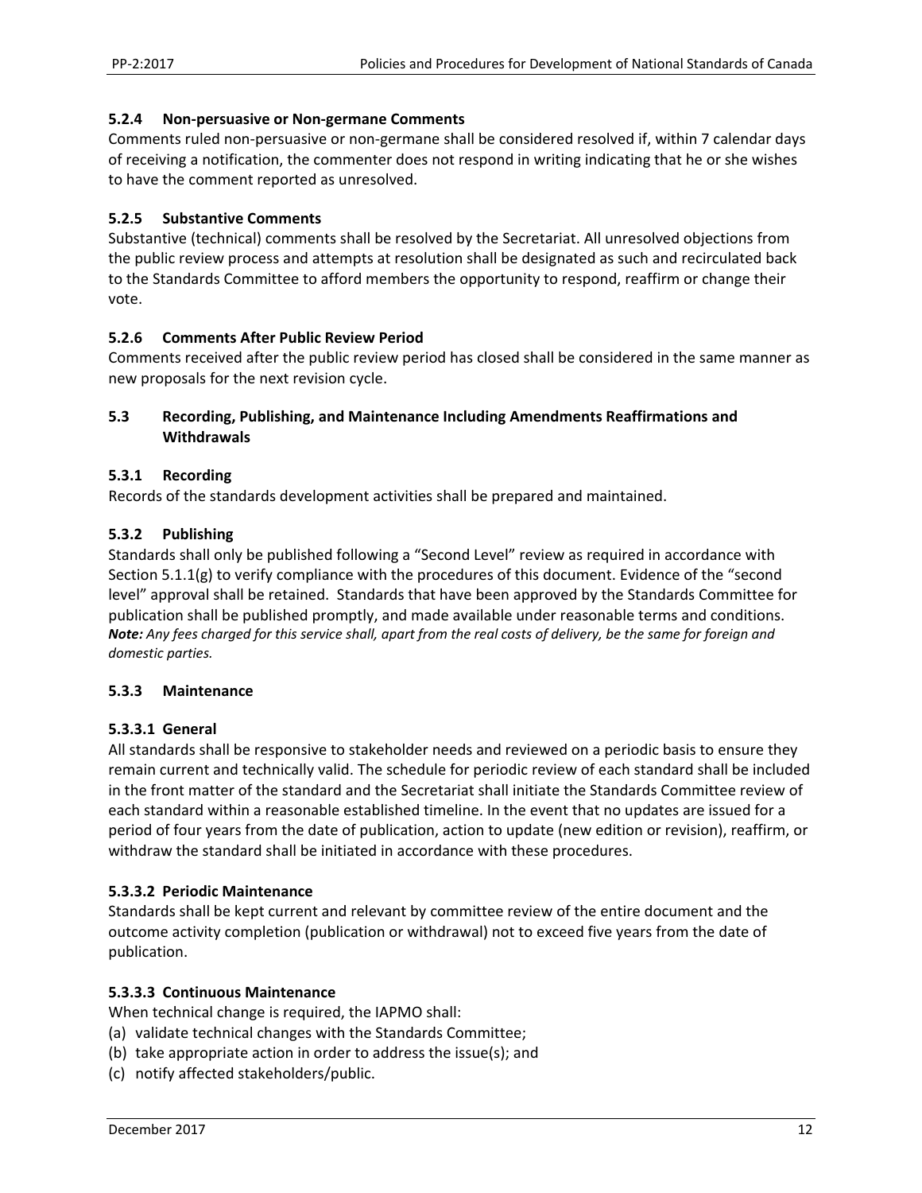#### 5.2.4 Non-persuasive or Non-germane Comments

Comments ruled non-persuasive or non-germane shall be considered resolved if, within 7 calendar days of receiving a notification, the commenter does not respond in writing indicating that he or she wishes to have the comment reported as unresolved.

#### 5.2.5 Substantive Comments

Substantive (technical) comments shall be resolved by the Secretariat. All unresolved objections from the public review process and attempts at resolution shall be designated as such and recirculated back to the Standards Committee to afford members the opportunity to respond, reaffirm or change their vote.

#### 5.2.6 Comments After Public Review Period

Comments received after the public review period has closed shall be considered in the same manner as new proposals for the next revision cycle.

### 5.3 Recording, Publishing, and Maintenance Including Amendments Reaffirmations and Withdrawals

#### 5.3.1 Recording

Records of the standards development activities shall be prepared and maintained.

#### 5.3.2 Publishing

Standards shall only be published following a "Second Level" review as required in accordance with Section 5.1.1(g) to verify compliance with the procedures of this document. Evidence of the "second level" approval shall be retained. Standards that have been approved by the Standards Committee for publication shall be published promptly, and made available under reasonable terms and conditions.

***Note:*** *Any fees charged for this service shall, apart from the real costs of delivery, be the same for foreign and domestic parties.*

#### 5.3.3 Maintenance

##### 5.3.3.1 General

All standards shall be responsive to stakeholder needs and reviewed on a periodic basis to ensure they remain current and technically valid. The schedule for periodic review of each standard shall be included in the front matter of the standard and the Secretariat shall initiate the Standards Committee review of each standard within a reasonable established timeline. In the event that no updates are issued for a period of four years from the date of publication, action to update (new edition or revision), reaffirm, or withdraw the standard shall be initiated in accordance with these procedures.

##### 5.3.3.2 Periodic Maintenance

Standards shall be kept current and relevant by committee review of the entire document and the outcome activity completion (publication or withdrawal) not to exceed five years from the date of publication.

##### 5.3.3.3 Continuous Maintenance

When technical change is required, the IAPMO shall:

(a) validate technical changes with the Standards Committee;
(b) take appropriate action in order to address the issue(s); and
(c) notify affected stakeholders/public.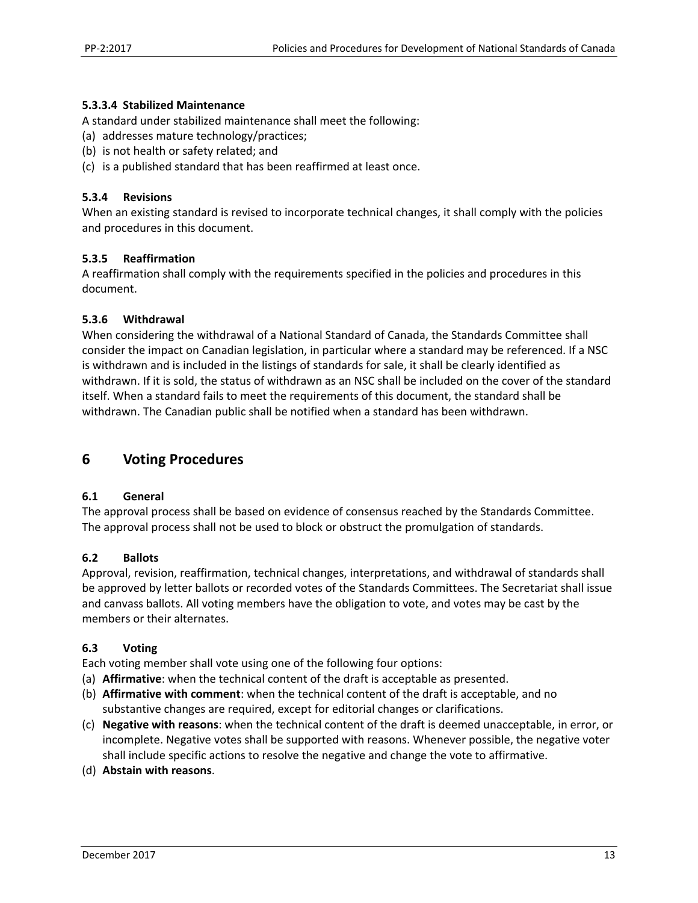#### 5.3.3.4 Stabilized Maintenance

A standard under stabilized maintenance shall meet the following:

(a) addresses mature technology/practices;
(b) is not health or safety related; and
(c) is a published standard that has been reaffirmed at least once.

### 5.3.4 Revisions

When an existing standard is revised to incorporate technical changes, it shall comply with the policies and procedures in this document.

### 5.3.5 Reaffirmation

A reaffirmation shall comply with the requirements specified in the policies and procedures in this document.

### 5.3.6 Withdrawal

When considering the withdrawal of a National Standard of Canada, the Standards Committee shall consider the impact on Canadian legislation, in particular where a standard may be referenced. If a NSC is withdrawn and is included in the listings of standards for sale, it shall be clearly identified as withdrawn. If it is sold, the status of withdrawn as an NSC shall be included on the cover of the standard itself. When a standard fails to meet the requirements of this document, the standard shall be withdrawn. The Canadian public shall be notified when a standard has been withdrawn.

# 6 Voting Procedures

## 6.1 General

The approval process shall be based on evidence of consensus reached by the Standards Committee. The approval process shall not be used to block or obstruct the promulgation of standards.

## 6.2 Ballots

Approval, revision, reaffirmation, technical changes, interpretations, and withdrawal of standards shall be approved by letter ballots or recorded votes of the Standards Committees. The Secretariat shall issue and canvass ballots. All voting members have the obligation to vote, and votes may be cast by the members or their alternates.

## 6.3 Voting

Each voting member shall vote using one of the following four options:

(a) **Affirmative**: when the technical content of the draft is acceptable as presented.
(b) **Affirmative with comment**: when the technical content of the draft is acceptable, and no substantive changes are required, except for editorial changes or clarifications.
(c) **Negative with reasons**: when the technical content of the draft is deemed unacceptable, in error, or incomplete. Negative votes shall be supported with reasons. Whenever possible, the negative voter shall include specific actions to resolve the negative and change the vote to affirmative.
(d) **Abstain with reasons**.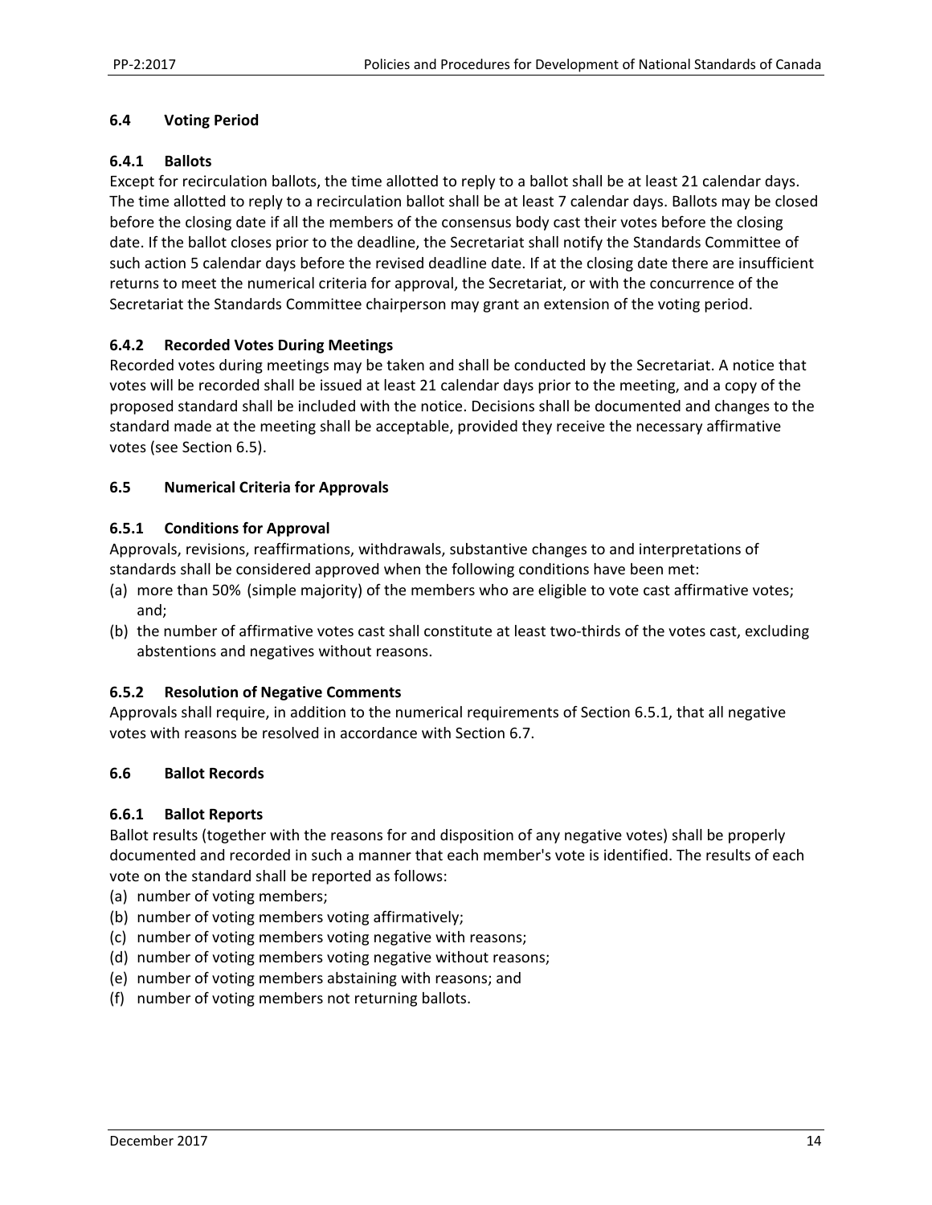### 6.4 Voting Period

#### 6.4.1 Ballots

Except for recirculation ballots, the time allotted to reply to a ballot shall be at least 21 calendar days. The time allotted to reply to a recirculation ballot shall be at least 7 calendar days. Ballots may be closed before the closing date if all the members of the consensus body cast their votes before the closing date. If the ballot closes prior to the deadline, the Secretariat shall notify the Standards Committee of such action 5 calendar days before the revised deadline date. If at the closing date there are insufficient returns to meet the numerical criteria for approval, the Secretariat, or with the concurrence of the Secretariat the Standards Committee chairperson may grant an extension of the voting period.

#### 6.4.2 Recorded Votes During Meetings

Recorded votes during meetings may be taken and shall be conducted by the Secretariat. A notice that votes will be recorded shall be issued at least 21 calendar days prior to the meeting, and a copy of the proposed standard shall be included with the notice. Decisions shall be documented and changes to the standard made at the meeting shall be acceptable, provided they receive the necessary affirmative votes (see Section 6.5).

### 6.5 Numerical Criteria for Approvals

#### 6.5.1 Conditions for Approval

Approvals, revisions, reaffirmations, withdrawals, substantive changes to and interpretations of standards shall be considered approved when the following conditions have been met:

(a) more than 50% (simple majority) of the members who are eligible to vote cast affirmative votes; and;

(b) the number of affirmative votes cast shall constitute at least two-thirds of the votes cast, excluding abstentions and negatives without reasons.

#### 6.5.2 Resolution of Negative Comments

Approvals shall require, in addition to the numerical requirements of Section 6.5.1, that all negative votes with reasons be resolved in accordance with Section 6.7.

### 6.6 Ballot Records

#### 6.6.1 Ballot Reports

Ballot results (together with the reasons for and disposition of any negative votes) shall be properly documented and recorded in such a manner that each member's vote is identified. The results of each vote on the standard shall be reported as follows:

(a) number of voting members;

(b) number of voting members voting affirmatively;

(c) number of voting members voting negative with reasons;

(d) number of voting members voting negative without reasons;

(e) number of voting members abstaining with reasons; and

(f) number of voting members not returning ballots.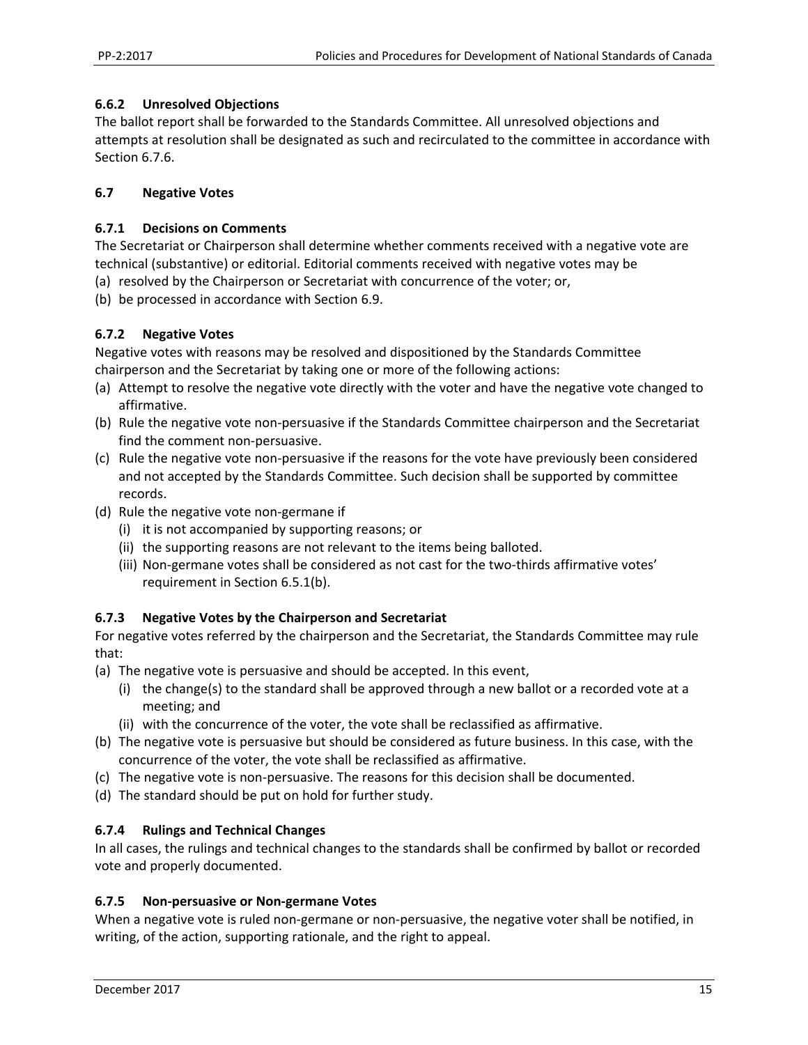### 6.6.2 Unresolved Objections

The ballot report shall be forwarded to the Standards Committee. All unresolved objections and attempts at resolution shall be designated as such and recirculated to the committee in accordance with Section 6.7.6.

## 6.7 Negative Votes

### 6.7.1 Decisions on Comments

The Secretariat or Chairperson shall determine whether comments received with a negative vote are technical (substantive) or editorial. Editorial comments received with negative votes may be

(a) resolved by the Chairperson or Secretariat with concurrence of the voter; or,

(b) be processed in accordance with Section 6.9.

### 6.7.2 Negative Votes

Negative votes with reasons may be resolved and dispositioned by the Standards Committee chairperson and the Secretariat by taking one or more of the following actions:

(a) Attempt to resolve the negative vote directly with the voter and have the negative vote changed to affirmative.

(b) Rule the negative vote non-persuasive if the Standards Committee chairperson and the Secretariat find the comment non-persuasive.

(c) Rule the negative vote non-persuasive if the reasons for the vote have previously been considered and not accepted by the Standards Committee. Such decision shall be supported by committee records.

(d) Rule the negative vote non-germane if
   - (i) it is not accompanied by supporting reasons; or
   - (ii) the supporting reasons are not relevant to the items being balloted.
   - (iii) Non-germane votes shall be considered as not cast for the two-thirds affirmative votes' requirement in Section 6.5.1(b).

### 6.7.3 Negative Votes by the Chairperson and Secretariat

For negative votes referred by the chairperson and the Secretariat, the Standards Committee may rule that:

(a) The negative vote is persuasive and should be accepted. In this event,
   - (i) the change(s) to the standard shall be approved through a new ballot or a recorded vote at a meeting; and
   - (ii) with the concurrence of the voter, the vote shall be reclassified as affirmative.

(b) The negative vote is persuasive but should be considered as future business. In this case, with the concurrence of the voter, the vote shall be reclassified as affirmative.

(c) The negative vote is non-persuasive. The reasons for this decision shall be documented.

(d) The standard should be put on hold for further study.

### 6.7.4 Rulings and Technical Changes

In all cases, the rulings and technical changes to the standards shall be confirmed by ballot or recorded vote and properly documented.

### 6.7.5 Non-persuasive or Non-germane Votes

When a negative vote is ruled non-germane or non-persuasive, the negative voter shall be notified, in writing, of the action, supporting rationale, and the right to appeal.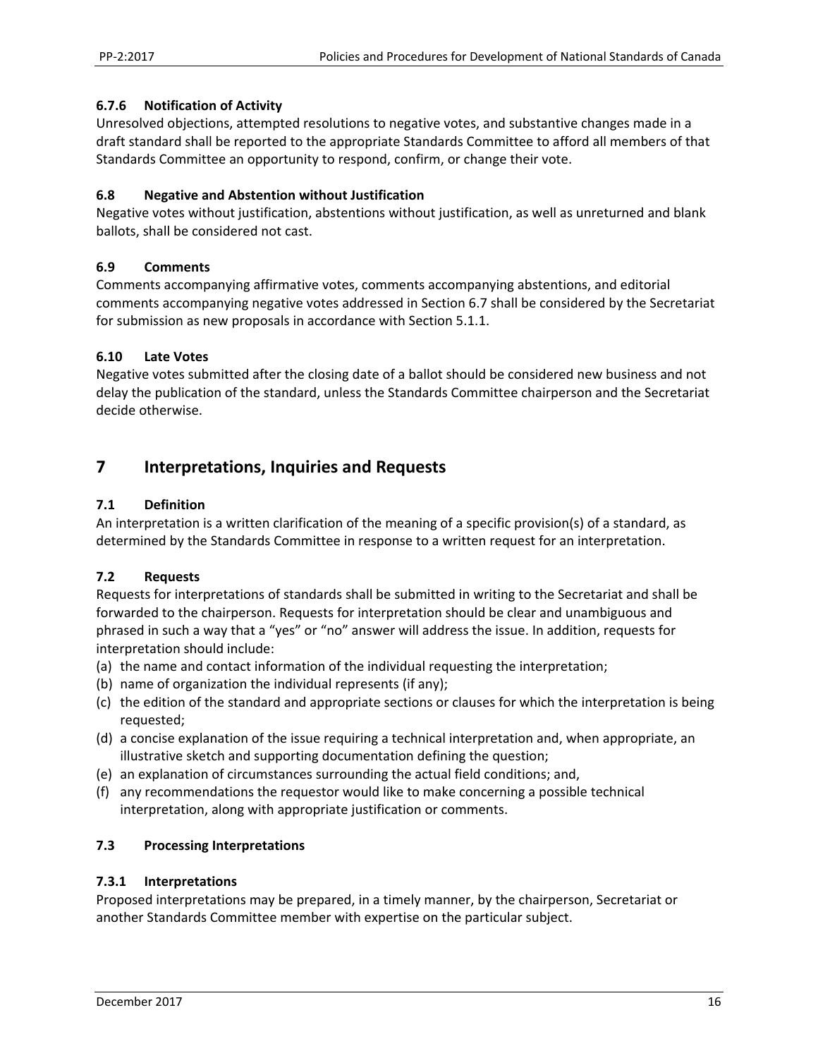#### 6.7.6 Notification of Activity

Unresolved objections, attempted resolutions to negative votes, and substantive changes made in a draft standard shall be reported to the appropriate Standards Committee to afford all members of that Standards Committee an opportunity to respond, confirm, or change their vote.

### 6.8 Negative and Abstention without Justification

Negative votes without justification, abstentions without justification, as well as unreturned and blank ballots, shall be considered not cast.

### 6.9 Comments

Comments accompanying affirmative votes, comments accompanying abstentions, and editorial comments accompanying negative votes addressed in Section 6.7 shall be considered by the Secretariat for submission as new proposals in accordance with Section 5.1.1.

### 6.10 Late Votes

Negative votes submitted after the closing date of a ballot should be considered new business and not delay the publication of the standard, unless the Standards Committee chairperson and the Secretariat decide otherwise.

## 7 Interpretations, Inquiries and Requests

### 7.1 Definition

An interpretation is a written clarification of the meaning of a specific provision(s) of a standard, as determined by the Standards Committee in response to a written request for an interpretation.

### 7.2 Requests

Requests for interpretations of standards shall be submitted in writing to the Secretariat and shall be forwarded to the chairperson. Requests for interpretation should be clear and unambiguous and phrased in such a way that a “yes” or “no” answer will address the issue. In addition, requests for interpretation should include:

(a) the name and contact information of the individual requesting the interpretation;
(b) name of organization the individual represents (if any);
(c) the edition of the standard and appropriate sections or clauses for which the interpretation is being requested;
(d) a concise explanation of the issue requiring a technical interpretation and, when appropriate, an illustrative sketch and supporting documentation defining the question;
(e) an explanation of circumstances surrounding the actual field conditions; and,
(f) any recommendations the requestor would like to make concerning a possible technical interpretation, along with appropriate justification or comments.

### 7.3 Processing Interpretations

#### 7.3.1 Interpretations

Proposed interpretations may be prepared, in a timely manner, by the chairperson, Secretariat or another Standards Committee member with expertise on the particular subject.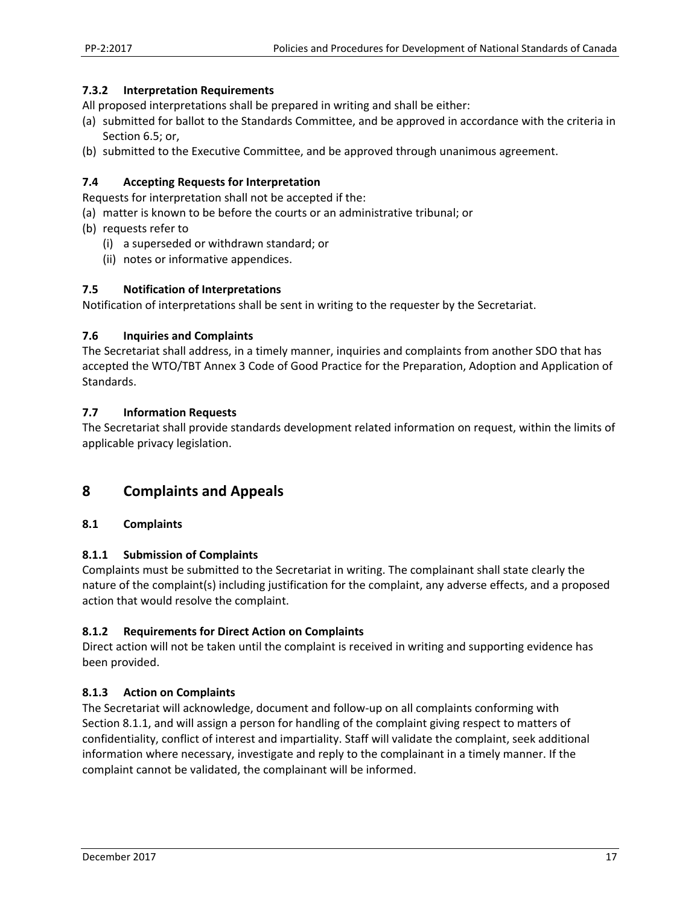### 7.3.2 Interpretation Requirements

All proposed interpretations shall be prepared in writing and shall be either:

(a) submitted for ballot to the Standards Committee, and be approved in accordance with the criteria in Section 6.5; or,

(b) submitted to the Executive Committee, and be approved through unanimous agreement.

### 7.4 Accepting Requests for Interpretation

Requests for interpretation shall not be accepted if the:

(a) matter is known to be before the courts or an administrative tribunal; or

(b) requests refer to

  (i) a superseded or withdrawn standard; or

  (ii) notes or informative appendices.

### 7.5 Notification of Interpretations

Notification of interpretations shall be sent in writing to the requester by the Secretariat.

### 7.6 Inquiries and Complaints

The Secretariat shall address, in a timely manner, inquiries and complaints from another SDO that has accepted the WTO/TBT Annex 3 Code of Good Practice for the Preparation, Adoption and Application of Standards.

### 7.7 Information Requests

The Secretariat shall provide standards development related information on request, within the limits of applicable privacy legislation.

# 8 Complaints and Appeals

## 8.1 Complaints

### 8.1.1 Submission of Complaints

Complaints must be submitted to the Secretariat in writing. The complainant shall state clearly the nature of the complaint(s) including justification for the complaint, any adverse effects, and a proposed action that would resolve the complaint.

### 8.1.2 Requirements for Direct Action on Complaints

Direct action will not be taken until the complaint is received in writing and supporting evidence has been provided.

### 8.1.3 Action on Complaints

The Secretariat will acknowledge, document and follow-up on all complaints conforming with Section 8.1.1, and will assign a person for handling of the complaint giving respect to matters of confidentiality, conflict of interest and impartiality. Staff will validate the complaint, seek additional information where necessary, investigate and reply to the complainant in a timely manner. If the complaint cannot be validated, the complainant will be informed.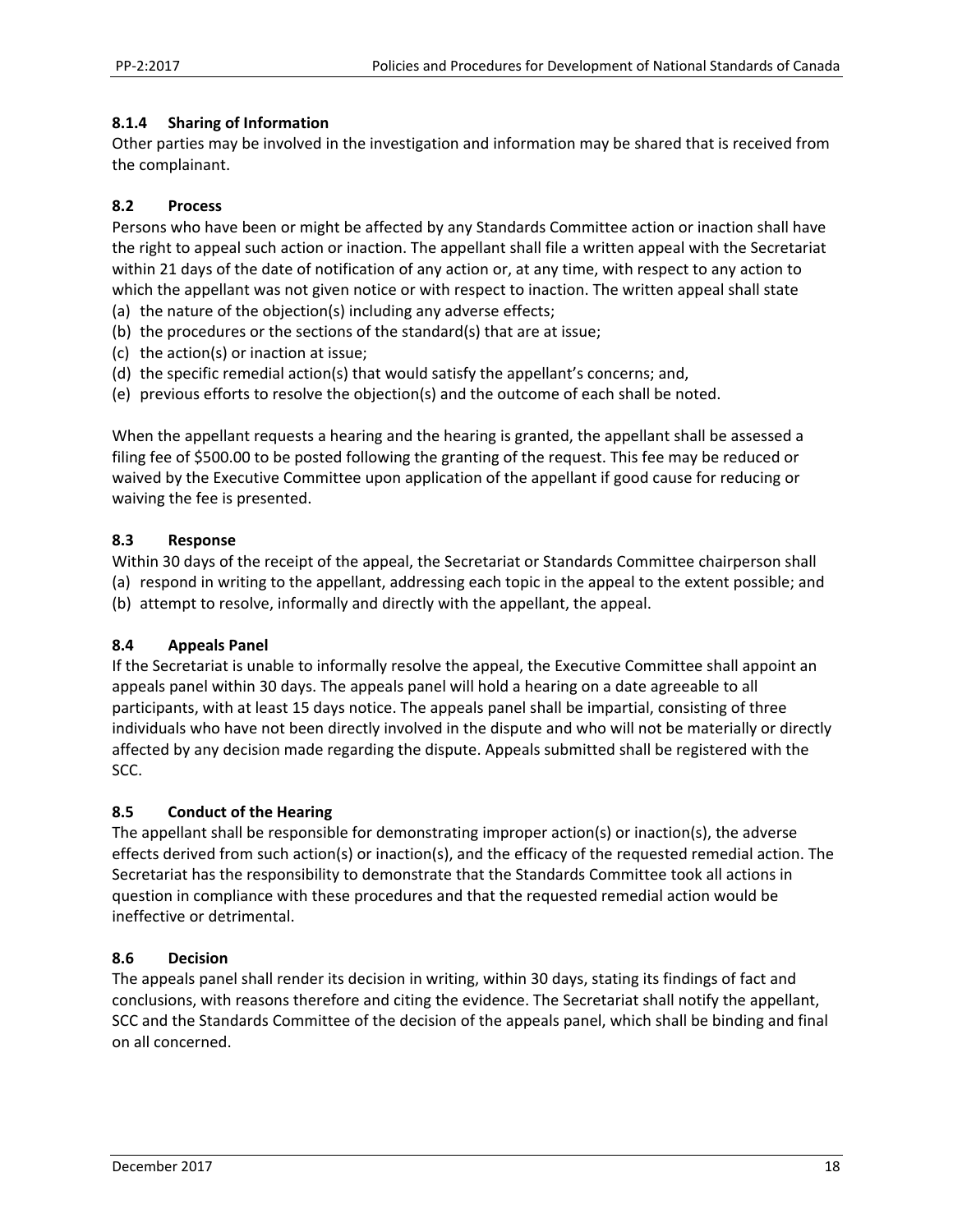### 8.1.4 Sharing of Information

Other parties may be involved in the investigation and information may be shared that is received from the complainant.

### 8.2 Process

Persons who have been or might be affected by any Standards Committee action or inaction shall have the right to appeal such action or inaction. The appellant shall file a written appeal with the Secretariat within 21 days of the date of notification of any action or, at any time, with respect to any action to which the appellant was not given notice or with respect to inaction. The written appeal shall state

(a) the nature of the objection(s) including any adverse effects;
(b) the procedures or the sections of the standard(s) that are at issue;
(c) the action(s) or inaction at issue;
(d) the specific remedial action(s) that would satisfy the appellant's concerns; and,
(e) previous efforts to resolve the objection(s) and the outcome of each shall be noted.

When the appellant requests a hearing and the hearing is granted, the appellant shall be assessed a filing fee of $500.00 to be posted following the granting of the request. This fee may be reduced or waived by the Executive Committee upon application of the appellant if good cause for reducing or waiving the fee is presented.

### 8.3 Response

Within 30 days of the receipt of the appeal, the Secretariat or Standards Committee chairperson shall

(a) respond in writing to the appellant, addressing each topic in the appeal to the extent possible; and
(b) attempt to resolve, informally and directly with the appellant, the appeal.

### 8.4 Appeals Panel

If the Secretariat is unable to informally resolve the appeal, the Executive Committee shall appoint an appeals panel within 30 days. The appeals panel will hold a hearing on a date agreeable to all participants, with at least 15 days notice. The appeals panel shall be impartial, consisting of three individuals who have not been directly involved in the dispute and who will not be materially or directly affected by any decision made regarding the dispute. Appeals submitted shall be registered with the SCC.

### 8.5 Conduct of the Hearing

The appellant shall be responsible for demonstrating improper action(s) or inaction(s), the adverse effects derived from such action(s) or inaction(s), and the efficacy of the requested remedial action. The Secretariat has the responsibility to demonstrate that the Standards Committee took all actions in question in compliance with these procedures and that the requested remedial action would be ineffective or detrimental.

### 8.6 Decision

The appeals panel shall render its decision in writing, within 30 days, stating its findings of fact and conclusions, with reasons therefore and citing the evidence. The Secretariat shall notify the appellant, SCC and the Standards Committee of the decision of the appeals panel, which shall be binding and final on all concerned.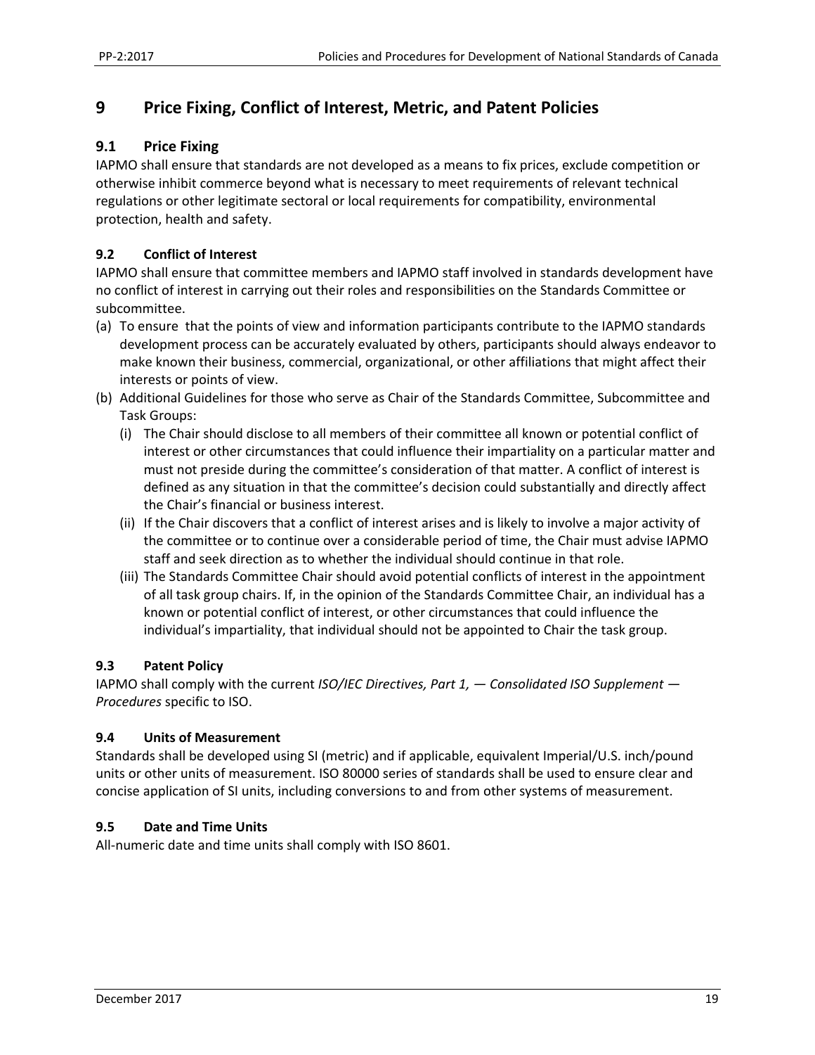# 9 Price Fixing, Conflict of Interest, Metric, and Patent Policies

## 9.1 Price Fixing

IAPMO shall ensure that standards are not developed as a means to fix prices, exclude competition or otherwise inhibit commerce beyond what is necessary to meet requirements of relevant technical regulations or other legitimate sectoral or local requirements for compatibility, environmental protection, health and safety.

### 9.2 Conflict of Interest

IAPMO shall ensure that committee members and IAPMO staff involved in standards development have no conflict of interest in carrying out their roles and responsibilities on the Standards Committee or subcommittee.

(a) To ensure that the points of view and information participants contribute to the IAPMO standards development process can be accurately evaluated by others, participants should always endeavor to make known their business, commercial, organizational, or other affiliations that might affect their interests or points of view.

(b) Additional Guidelines for those who serve as Chair of the Standards Committee, Subcommittee and Task Groups:

   (i) The Chair should disclose to all members of their committee all known or potential conflict of interest or other circumstances that could influence their impartiality on a particular matter and must not preside during the committee's consideration of that matter. A conflict of interest is defined as any situation in that the committee's decision could substantially and directly affect the Chair's financial or business interest.

   (ii) If the Chair discovers that a conflict of interest arises and is likely to involve a major activity of the committee or to continue over a considerable period of time, the Chair must advise IAPMO staff and seek direction as to whether the individual should continue in that role.

   (iii) The Standards Committee Chair should avoid potential conflicts of interest in the appointment of all task group chairs. If, in the opinion of the Standards Committee Chair, an individual has a known or potential conflict of interest, or other circumstances that could influence the individual's impartiality, that individual should not be appointed to Chair the task group.

### 9.3 Patent Policy

IAPMO shall comply with the current *ISO/IEC Directives, Part 1, — Consolidated ISO Supplement — Procedures* specific to ISO.

### 9.4 Units of Measurement

Standards shall be developed using SI (metric) and if applicable, equivalent Imperial/U.S. inch/pound units or other units of measurement. ISO 80000 series of standards shall be used to ensure clear and concise application of SI units, including conversions to and from other systems of measurement.

### 9.5 Date and Time Units

All-numeric date and time units shall comply with ISO 8601.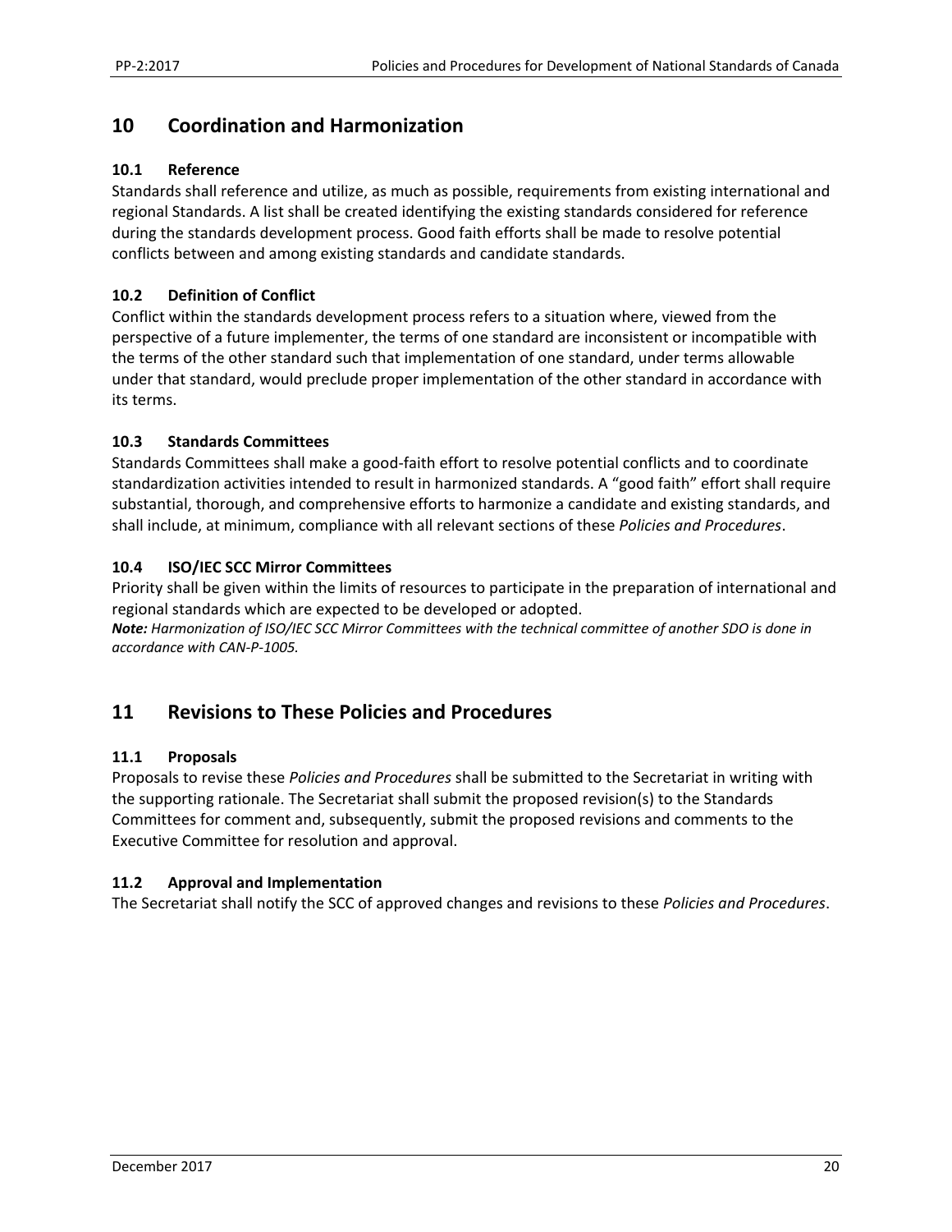## 10 Coordination and Harmonization

### 10.1 Reference

Standards shall reference and utilize, as much as possible, requirements from existing international and regional Standards. A list shall be created identifying the existing standards considered for reference during the standards development process. Good faith efforts shall be made to resolve potential conflicts between and among existing standards and candidate standards.

### 10.2 Definition of Conflict

Conflict within the standards development process refers to a situation where, viewed from the perspective of a future implementer, the terms of one standard are inconsistent or incompatible with the terms of the other standard such that implementation of one standard, under terms allowable under that standard, would preclude proper implementation of the other standard in accordance with its terms.

### 10.3 Standards Committees

Standards Committees shall make a good-faith effort to resolve potential conflicts and to coordinate standardization activities intended to result in harmonized standards. A "good faith" effort shall require substantial, thorough, and comprehensive efforts to harmonize a candidate and existing standards, and shall include, at minimum, compliance with all relevant sections of these *Policies and Procedures*.

### 10.4 ISO/IEC SCC Mirror Committees

Priority shall be given within the limits of resources to participate in the preparation of international and regional standards which are expected to be developed or adopted.

***Note:*** *Harmonization of ISO/IEC SCC Mirror Committees with the technical committee of another SDO is done in accordance with CAN-P-1005.*

## 11 Revisions to These Policies and Procedures

### 11.1 Proposals

Proposals to revise these *Policies and Procedures* shall be submitted to the Secretariat in writing with the supporting rationale. The Secretariat shall submit the proposed revision(s) to the Standards Committees for comment and, subsequently, submit the proposed revisions and comments to the Executive Committee for resolution and approval.

### 11.2 Approval and Implementation

The Secretariat shall notify the SCC of approved changes and revisions to these *Policies and Procedures*.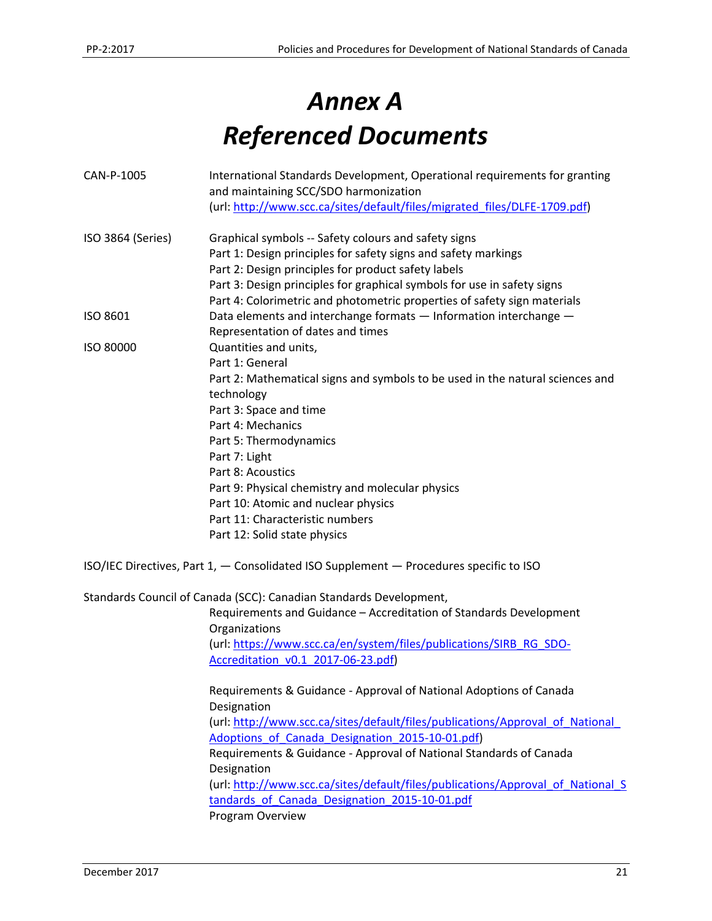# *Annex A*
# *Referenced Documents*

CAN-P-1005 — International Standards Development, Operational requirements for granting and maintaining SCC/SDO harmonization
(url: http://www.scc.ca/sites/default/files/migrated_files/DLFE-1709.pdf)

ISO 3864 (Series) — Graphical symbols -- Safety colours and safety signs
Part 1: Design principles for safety signs and safety markings
Part 2: Design principles for product safety labels
Part 3: Design principles for graphical symbols for use in safety signs
Part 4: Colorimetric and photometric properties of safety sign materials

ISO 8601 — Data elements and interchange formats — Information interchange — Representation of dates and times

ISO 80000 — Quantities and units,
Part 1: General
Part 2: Mathematical signs and symbols to be used in the natural sciences and technology
Part 3: Space and time
Part 4: Mechanics
Part 5: Thermodynamics
Part 7: Light
Part 8: Acoustics
Part 9: Physical chemistry and molecular physics
Part 10: Atomic and nuclear physics
Part 11: Characteristic numbers
Part 12: Solid state physics

ISO/IEC Directives, Part 1, — Consolidated ISO Supplement — Procedures specific to ISO

Standards Council of Canada (SCC): Canadian Standards Development,

Requirements and Guidance – Accreditation of Standards Development Organizations
(url: https://www.scc.ca/en/system/files/publications/SIRB_RG_SDO-Accreditation_v0.1_2017-06-23.pdf)

Requirements & Guidance - Approval of National Adoptions of Canada Designation
(url: http://www.scc.ca/sites/default/files/publications/Approval_of_National_Adoptions_of_Canada_Designation_2015-10-01.pdf)

Requirements & Guidance - Approval of National Standards of Canada Designation
(url: http://www.scc.ca/sites/default/files/publications/Approval_of_National_Standards_of_Canada_Designation_2015-10-01.pdf

Program Overview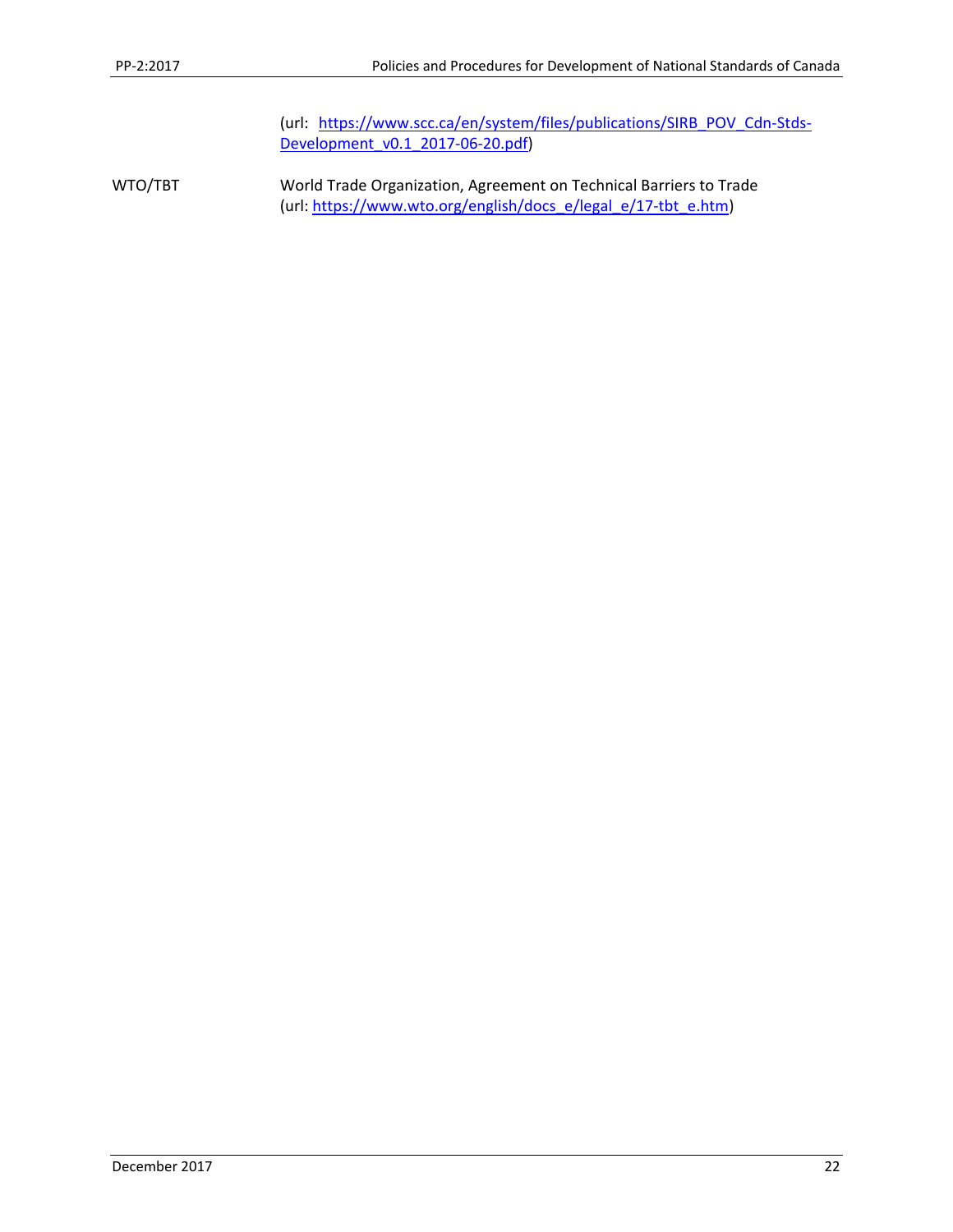(url: [https://www.scc.ca/en/system/files/publications/SIRB_POV_Cdn-Stds-Development_v0.1_2017-06-20.pdf](https://www.scc.ca/en/system/files/publications/SIRB_POV_Cdn-Stds-Development_v0.1_2017-06-20.pdf))

| | |
|---|---|
| WTO/TBT | World Trade Organization, Agreement on Technical Barriers to Trade (url: [https://www.wto.org/english/docs_e/legal_e/17-tbt_e.htm](https://www.wto.org/english/docs_e/legal_e/17-tbt_e.htm)) |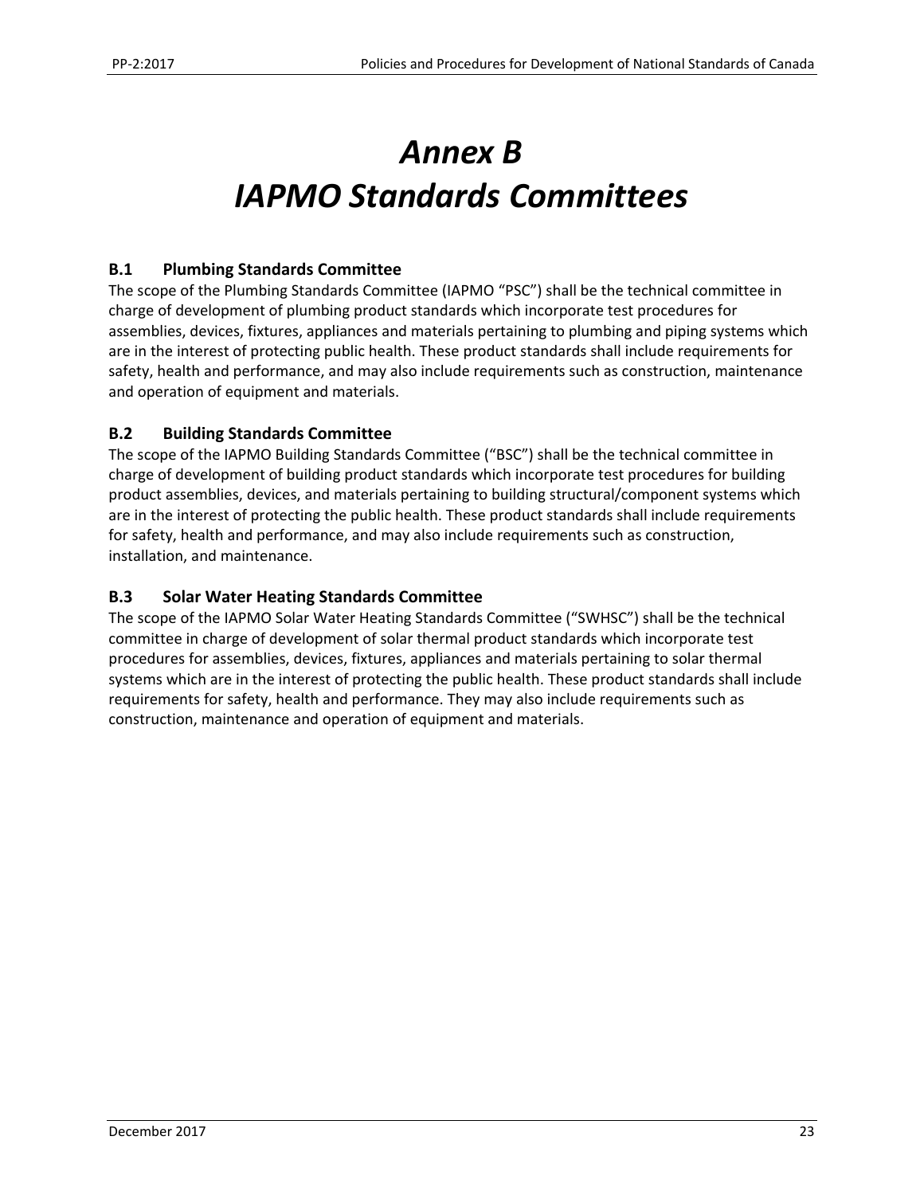# *Annex B*
# *IAPMO Standards Committees*

### B.1 Plumbing Standards Committee

The scope of the Plumbing Standards Committee (IAPMO "PSC") shall be the technical committee in charge of development of plumbing product standards which incorporate test procedures for assemblies, devices, fixtures, appliances and materials pertaining to plumbing and piping systems which are in the interest of protecting public health. These product standards shall include requirements for safety, health and performance, and may also include requirements such as construction, maintenance and operation of equipment and materials.

### B.2 Building Standards Committee

The scope of the IAPMO Building Standards Committee ("BSC") shall be the technical committee in charge of development of building product standards which incorporate test procedures for building product assemblies, devices, and materials pertaining to building structural/component systems which are in the interest of protecting the public health. These product standards shall include requirements for safety, health and performance, and may also include requirements such as construction, installation, and maintenance.

### B.3 Solar Water Heating Standards Committee

The scope of the IAPMO Solar Water Heating Standards Committee ("SWHSC") shall be the technical committee in charge of development of solar thermal product standards which incorporate test procedures for assemblies, devices, fixtures, appliances and materials pertaining to solar thermal systems which are in the interest of protecting the public health. These product standards shall include requirements for safety, health and performance. They may also include requirements such as construction, maintenance and operation of equipment and materials.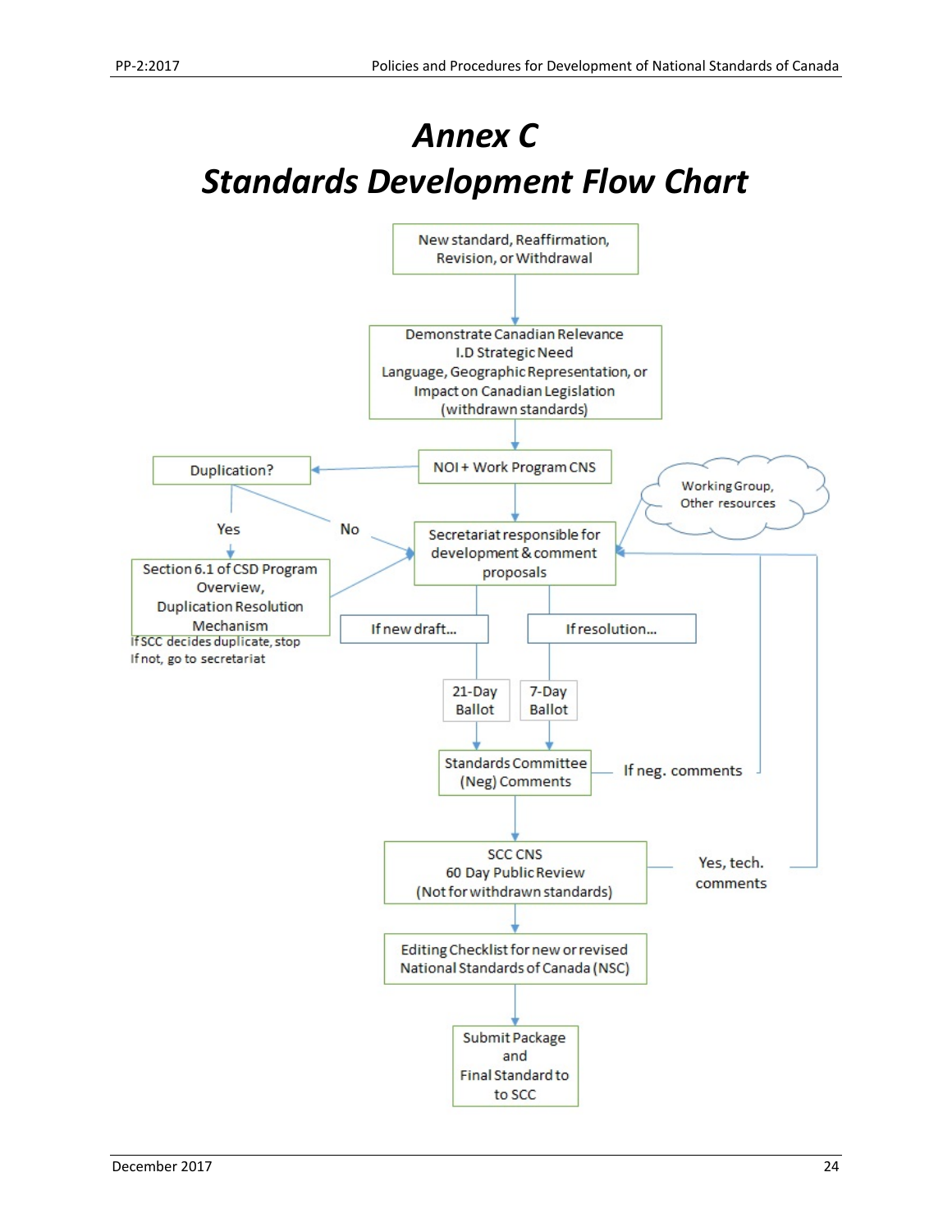# *Annex C*
# *Standards Development Flow Chart*

New standard, Reaffirmation, Revision, or Withdrawal

Demonstrate Canadian Relevance
I.D Strategic Need
Language, Geographic Representation, or
Impact on Canadian Legislation
(withdrawn standards)

NOI + Work Program CNS

Duplication?

Yes

No

Section 6.1 of CSD Program Overview, Duplication Resolution Mechanism

If SCC decides duplicate, stop
If not, go to secretariat

Working Group, Other resources

Secretariat responsible for development & comment proposals

If new draft…

If resolution…

21-Day Ballot

7-Day Ballot

Standards Committee (Neg) Comments

If neg. comments

SCC CNS
60 Day Public Review
(Not for withdrawn standards)

Yes, tech. comments

Editing Checklist for new or revised National Standards of Canada (NSC)

Submit Package and Final Standard to to SCC